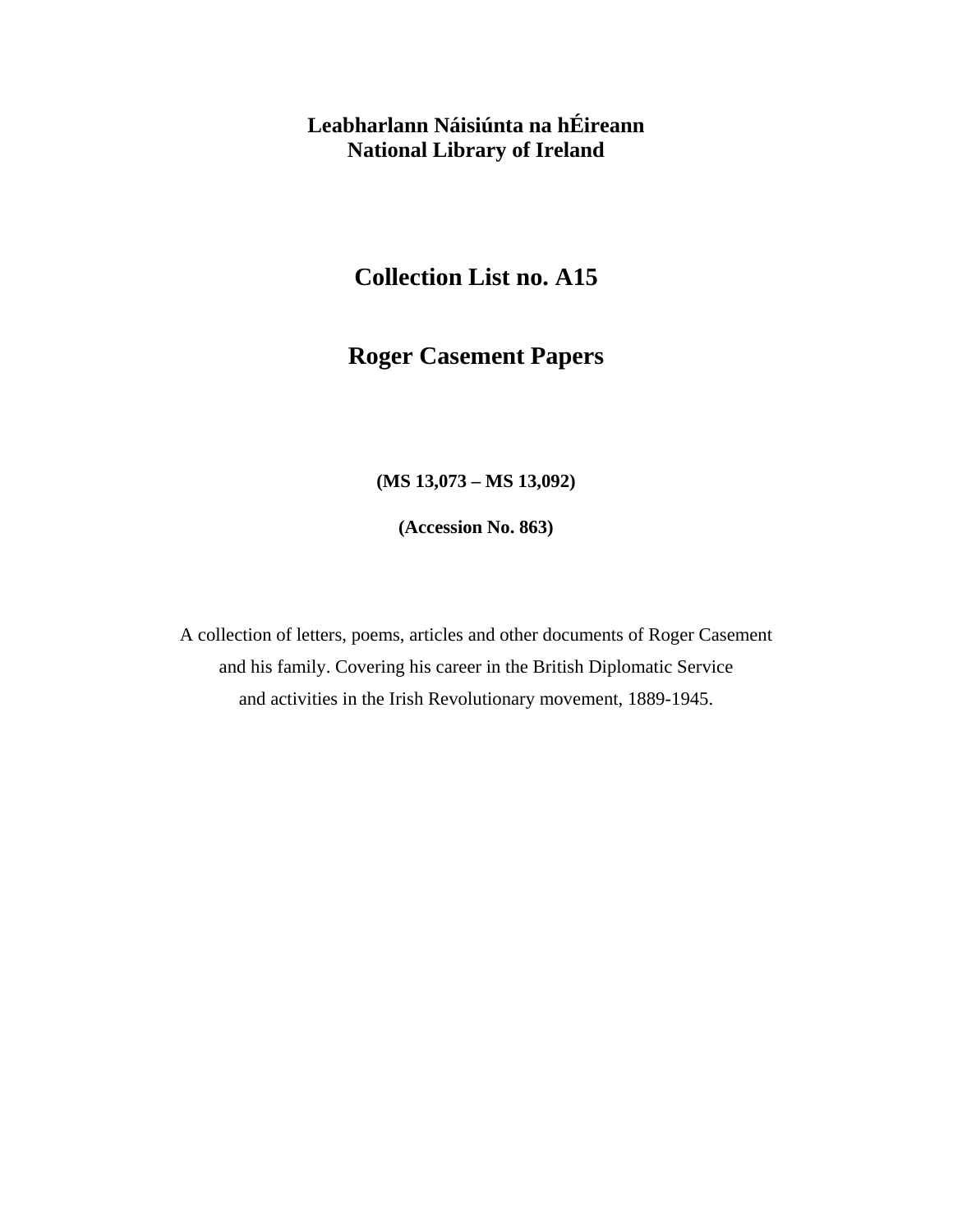**Leabharlann Náisiúnta na hÉireann**
**National Library of Ireland**

# Collection List no. A15

# Roger Casement Papers

**(MS 13,073 – MS 13,092)**

**(Accession No. 863)**

A collection of letters, poems, articles and other documents of Roger Casement and his family. Covering his career in the British Diplomatic Service and activities in the Irish Revolutionary movement, 1889-1945.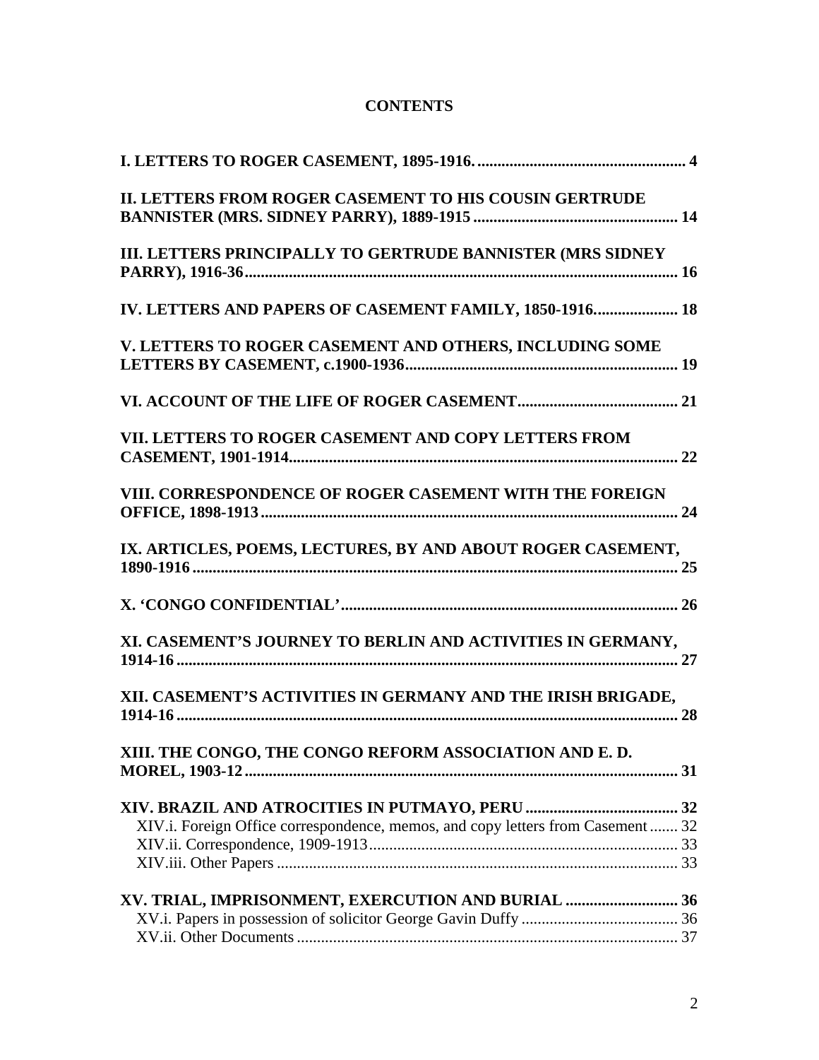# CONTENTS

**I. LETTERS TO ROGER CASEMENT, 1895-1916.** .......... **4**

**II. LETTERS FROM ROGER CASEMENT TO HIS COUSIN GERTRUDE BANNISTER (MRS. SIDNEY PARRY), 1889-1915** .......... **14**

**III. LETTERS PRINCIPALLY TO GERTRUDE BANNISTER (MRS SIDNEY PARRY), 1916-36** .......... **16**

**IV. LETTERS AND PAPERS OF CASEMENT FAMILY, 1850-1916.** .......... **18**

**V. LETTERS TO ROGER CASEMENT AND OTHERS, INCLUDING SOME LETTERS BY CASEMENT, c.1900-1936** .......... **19**

**VI. ACCOUNT OF THE LIFE OF ROGER CASEMENT** .......... **21**

**VII. LETTERS TO ROGER CASEMENT AND COPY LETTERS FROM CASEMENT, 1901-1914** .......... **22**

**VIII. CORRESPONDENCE OF ROGER CASEMENT WITH THE FOREIGN OFFICE, 1898-1913** .......... **24**

**IX. ARTICLES, POEMS, LECTURES, BY AND ABOUT ROGER CASEMENT, 1890-1916** .......... **25**

**X. 'CONGO CONFIDENTIAL'** .......... **26**

**XI. CASEMENT'S JOURNEY TO BERLIN AND ACTIVITIES IN GERMANY, 1914-16** .......... **27**

**XII. CASEMENT'S ACTIVITIES IN GERMANY AND THE IRISH BRIGADE, 1914-16** .......... **28**

**XIII. THE CONGO, THE CONGO REFORM ASSOCIATION AND E. D. MOREL, 1903-12** .......... **31**

**XIV. BRAZIL AND ATROCITIES IN PUTMAYO, PERU** .......... **32**

- XIV.i. Foreign Office correspondence, memos, and copy letters from Casement .......... 32
- XIV.ii. Correspondence, 1909-1913 .......... 33
- XIV.iii. Other Papers .......... 33

**XV. TRIAL, IMPRISONMENT, EXECUTION AND BURIAL** .......... **36**

- XV.i. Papers in possession of solicitor George Gavin Duffy .......... 36
- XV.ii. Other Documents .......... 37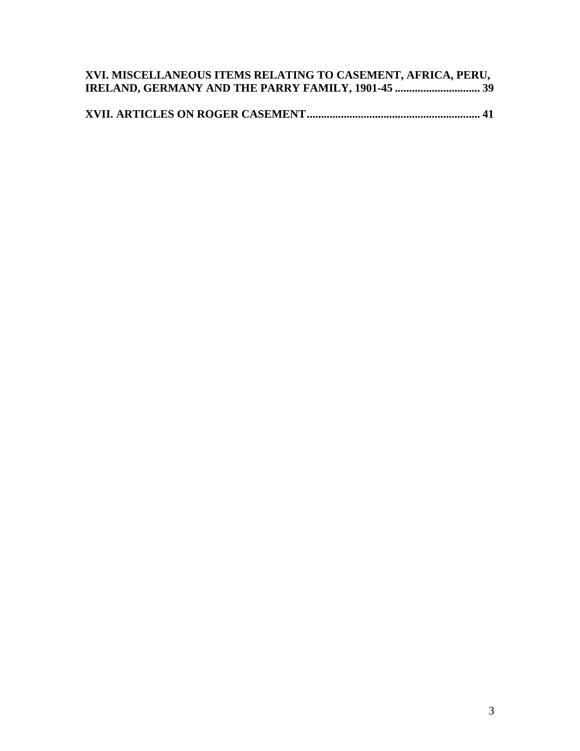**XVI. MISCELLANEOUS ITEMS RELATING TO CASEMENT, AFRICA, PERU, IRELAND, GERMANY AND THE PARRY FAMILY, 1901-45 .............................. 39**

**XVII. ARTICLES ON ROGER CASEMENT............................................................ 41**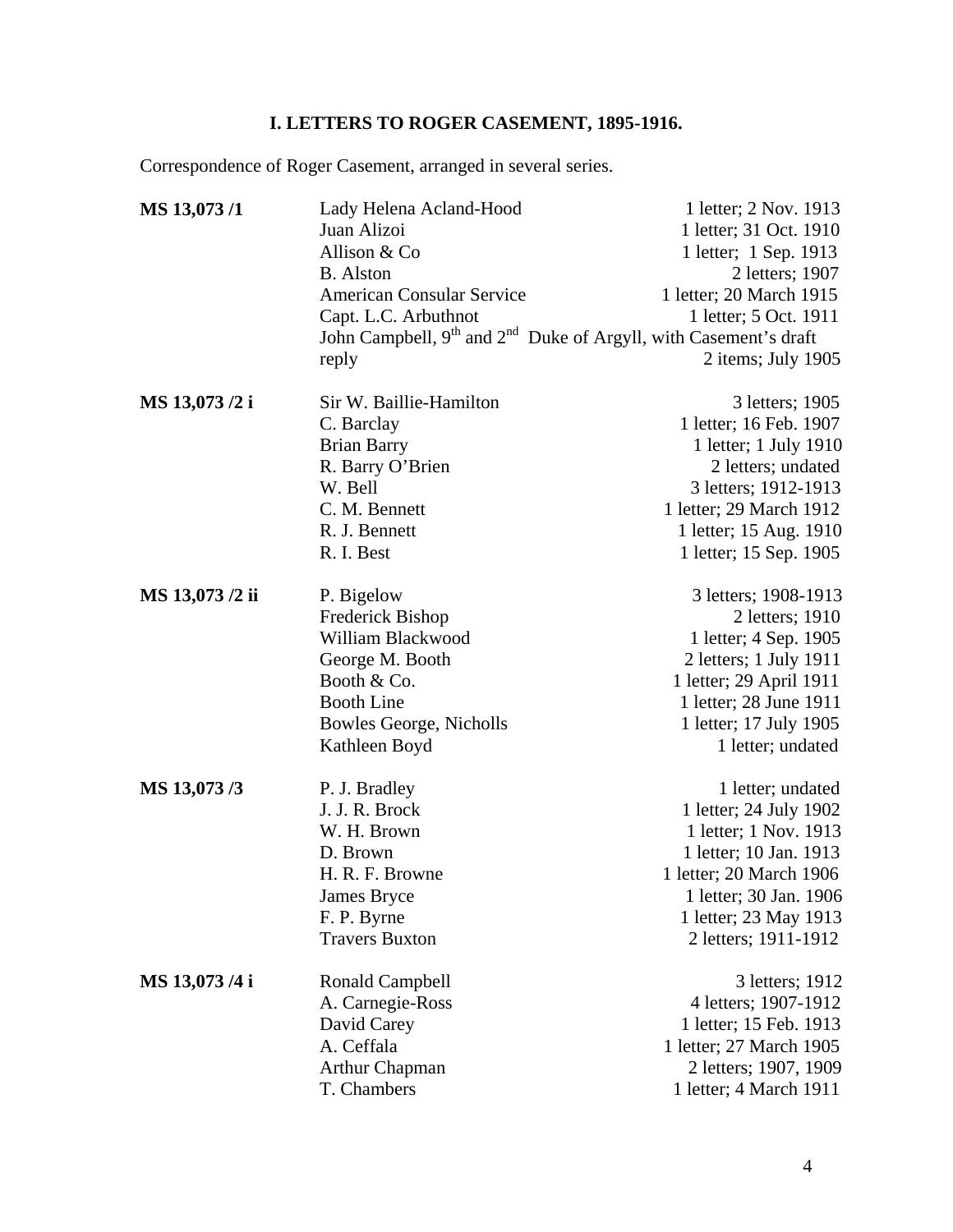## I. LETTERS TO ROGER CASEMENT, 1895-1916.

Correspondence of Roger Casement, arranged in several series.

| | | |
|---|---|---|
| **MS 13,073 /1** | Lady Helena Acland-Hood | 1 letter; 2 Nov. 1913 |
| | Juan Alizoi | 1 letter; 31 Oct. 1910 |
| | Allison & Co | 1 letter; 1 Sep. 1913 |
| | B. Alston | 2 letters; 1907 |
| | American Consular Service | 1 letter; 20 March 1915 |
| | Capt. L.C. Arbuthnot | 1 letter; 5 Oct. 1911 |
| | John Campbell, 9th and 2nd Duke of Argyll, with Casement's draft reply | 2 items; July 1905 |
| **MS 13,073 /2 i** | Sir W. Baillie-Hamilton | 3 letters; 1905 |
| | C. Barclay | 1 letter; 16 Feb. 1907 |
| | Brian Barry | 1 letter; 1 July 1910 |
| | R. Barry O'Brien | 2 letters; undated |
| | W. Bell | 3 letters; 1912-1913 |
| | C. M. Bennett | 1 letter; 29 March 1912 |
| | R. J. Bennett | 1 letter; 15 Aug. 1910 |
| | R. I. Best | 1 letter; 15 Sep. 1905 |
| **MS 13,073 /2 ii** | P. Bigelow | 3 letters; 1908-1913 |
| | Frederick Bishop | 2 letters; 1910 |
| | William Blackwood | 1 letter; 4 Sep. 1905 |
| | George M. Booth | 2 letters; 1 July 1911 |
| | Booth & Co. | 1 letter; 29 April 1911 |
| | Booth Line | 1 letter; 28 June 1911 |
| | Bowles George, Nicholls | 1 letter; 17 July 1905 |
| | Kathleen Boyd | 1 letter; undated |
| **MS 13,073 /3** | P. J. Bradley | 1 letter; undated |
| | J. J. R. Brock | 1 letter; 24 July 1902 |
| | W. H. Brown | 1 letter; 1 Nov. 1913 |
| | D. Brown | 1 letter; 10 Jan. 1913 |
| | H. R. F. Browne | 1 letter; 20 March 1906 |
| | James Bryce | 1 letter; 30 Jan. 1906 |
| | F. P. Byrne | 1 letter; 23 May 1913 |
| | Travers Buxton | 2 letters; 1911-1912 |
| **MS 13,073 /4 i** | Ronald Campbell | 3 letters; 1912 |
| | A. Carnegie-Ross | 4 letters; 1907-1912 |
| | David Carey | 1 letter; 15 Feb. 1913 |
| | A. Ceffala | 1 letter; 27 March 1905 |
| | Arthur Chapman | 2 letters; 1907, 1909 |
| | T. Chambers | 1 letter; 4 March 1911 |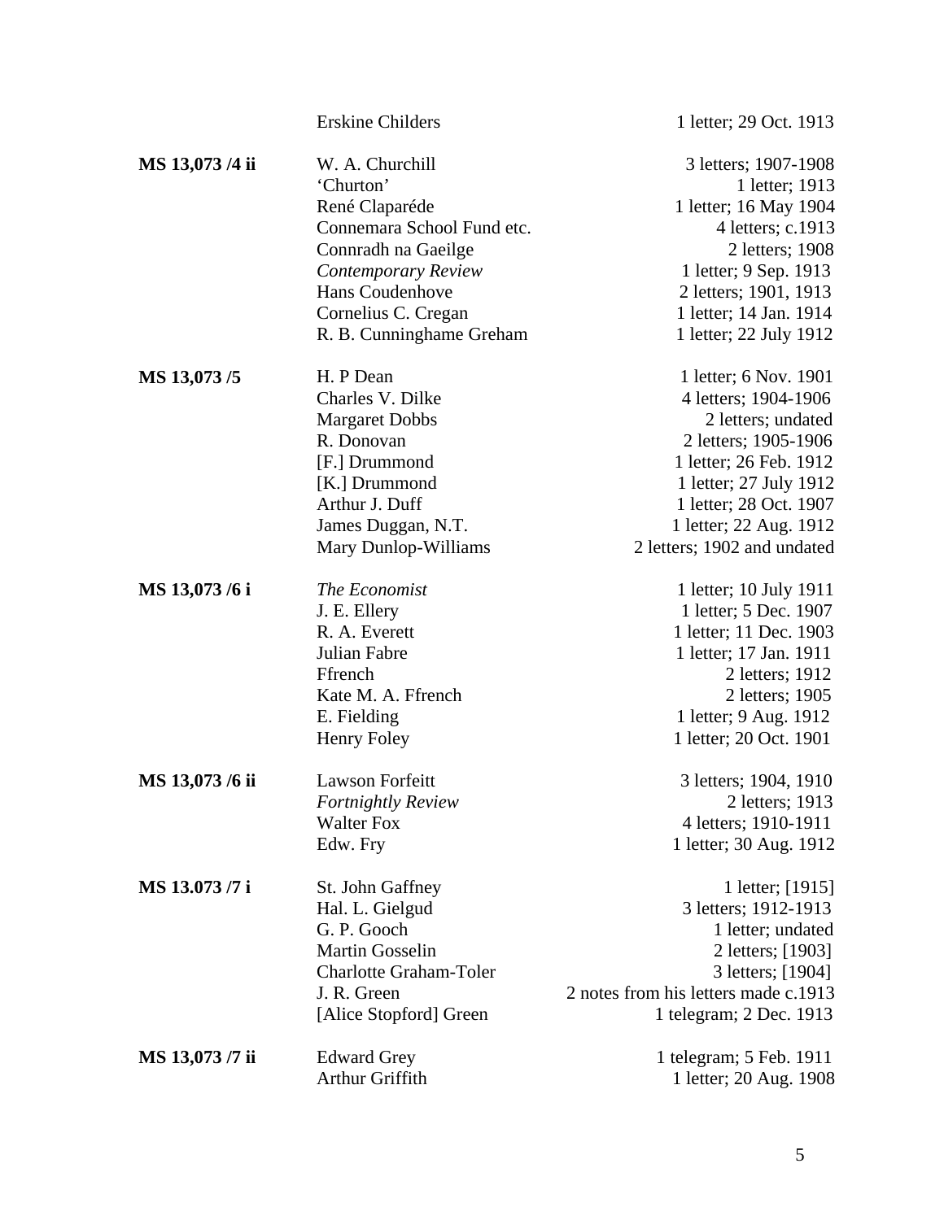| | | |
|---|---|---|
| | Erskine Childers | 1 letter; 29 Oct. 1913 |
| **MS 13,073 /4 ii** | W. A. Churchill | 3 letters; 1907-1908 |
| | 'Churton' | 1 letter; 1913 |
| | René Claparéde | 1 letter; 16 May 1904 |
| | Connemara School Fund etc. | 4 letters; c.1913 |
| | Connradh na Gaeilge | 2 letters; 1908 |
| | *Contemporary Review* | 1 letter; 9 Sep. 1913 |
| | Hans Coudenhove | 2 letters; 1901, 1913 |
| | Cornelius C. Cregan | 1 letter; 14 Jan. 1914 |
| | R. B. Cunninghame Greham | 1 letter; 22 July 1912 |
| **MS 13,073 /5** | H. P Dean | 1 letter; 6 Nov. 1901 |
| | Charles V. Dilke | 4 letters; 1904-1906 |
| | Margaret Dobbs | 2 letters; undated |
| | R. Donovan | 2 letters; 1905-1906 |
| | [F.] Drummond | 1 letter; 26 Feb. 1912 |
| | [K.] Drummond | 1 letter; 27 July 1912 |
| | Arthur J. Duff | 1 letter; 28 Oct. 1907 |
| | James Duggan, N.T. | 1 letter; 22 Aug. 1912 |
| | Mary Dunlop-Williams | 2 letters; 1902 and undated |
| **MS 13,073 /6 i** | *The Economist* | 1 letter; 10 July 1911 |
| | J. E. Ellery | 1 letter; 5 Dec. 1907 |
| | R. A. Everett | 1 letter; 11 Dec. 1903 |
| | Julian Fabre | 1 letter; 17 Jan. 1911 |
| | Ffrench | 2 letters; 1912 |
| | Kate M. A. Ffrench | 2 letters; 1905 |
| | E. Fielding | 1 letter; 9 Aug. 1912 |
| | Henry Foley | 1 letter; 20 Oct. 1901 |
| **MS 13,073 /6 ii** | Lawson Forfeitt | 3 letters; 1904, 1910 |
| | *Fortnightly Review* | 2 letters; 1913 |
| | Walter Fox | 4 letters; 1910-1911 |
| | Edw. Fry | 1 letter; 30 Aug. 1912 |
| **MS 13.073 /7 i** | St. John Gaffney | 1 letter; [1915] |
| | Hal. L. Gielgud | 3 letters; 1912-1913 |
| | G. P. Gooch | 1 letter; undated |
| | Martin Gosselin | 2 letters; [1903] |
| | Charlotte Graham-Toler | 3 letters; [1904] |
| | J. R. Green | 2 notes from his letters made c.1913 |
| | [Alice Stopford] Green | 1 telegram; 2 Dec. 1913 |
| **MS 13,073 /7 ii** | Edward Grey | 1 telegram; 5 Feb. 1911 |
| | Arthur Griffith | 1 letter; 20 Aug. 1908 |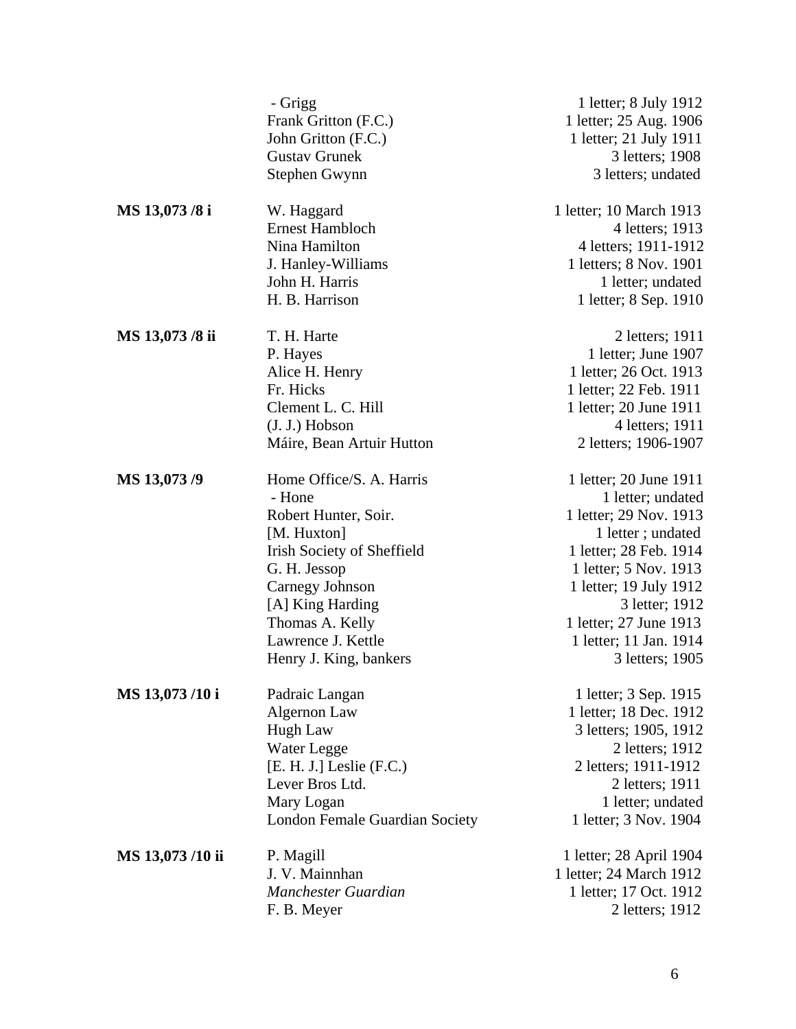| | | |
|---|---|---|
| | - Grigg | 1 letter; 8 July 1912 |
| | Frank Gritton (F.C.) | 1 letter; 25 Aug. 1906 |
| | John Gritton (F.C.) | 1 letter; 21 July 1911 |
| | Gustav Grunek | 3 letters; 1908 |
| | Stephen Gwynn | 3 letters; undated |
| **MS 13,073 /8 i** | W. Haggard | 1 letter; 10 March 1913 |
| | Ernest Hambloch | 4 letters; 1913 |
| | Nina Hamilton | 4 letters; 1911-1912 |
| | J. Hanley-Williams | 1 letters; 8 Nov. 1901 |
| | John H. Harris | 1 letter; undated |
| | H. B. Harrison | 1 letter; 8 Sep. 1910 |
| **MS 13,073 /8 ii** | T. H. Harte | 2 letters; 1911 |
| | P. Hayes | 1 letter; June 1907 |
| | Alice H. Henry | 1 letter; 26 Oct. 1913 |
| | Fr. Hicks | 1 letter; 22 Feb. 1911 |
| | Clement L. C. Hill | 1 letter; 20 June 1911 |
| | (J. J.) Hobson | 4 letters; 1911 |
| | Máire, Bean Artuir Hutton | 2 letters; 1906-1907 |
| **MS 13,073 /9** | Home Office/S. A. Harris | 1 letter; 20 June 1911 |
| | - Hone | 1 letter; undated |
| | Robert Hunter, Soir. | 1 letter; 29 Nov. 1913 |
| | [M. Huxton] | 1 letter ; undated |
| | Irish Society of Sheffield | 1 letter; 28 Feb. 1914 |
| | G. H. Jessop | 1 letter; 5 Nov. 1913 |
| | Carnegy Johnson | 1 letter; 19 July 1912 |
| | [A] King Harding | 3 letter; 1912 |
| | Thomas A. Kelly | 1 letter; 27 June 1913 |
| | Lawrence J. Kettle | 1 letter; 11 Jan. 1914 |
| | Henry J. King, bankers | 3 letters; 1905 |
| **MS 13,073 /10 i** | Padraic Langan | 1 letter; 3 Sep. 1915 |
| | Algernon Law | 1 letter; 18 Dec. 1912 |
| | Hugh Law | 3 letters; 1905, 1912 |
| | Water Legge | 2 letters; 1912 |
| | [E. H. J.] Leslie (F.C.) | 2 letters; 1911-1912 |
| | Lever Bros Ltd. | 2 letters; 1911 |
| | Mary Logan | 1 letter; undated |
| | London Female Guardian Society | 1 letter; 3 Nov. 1904 |
| **MS 13,073 /10 ii** | P. Magill | 1 letter; 28 April 1904 |
| | J. V. Mainnhan | 1 letter; 24 March 1912 |
| | *Manchester Guardian* | 1 letter; 17 Oct. 1912 |
| | F. B. Meyer | 2 letters; 1912 |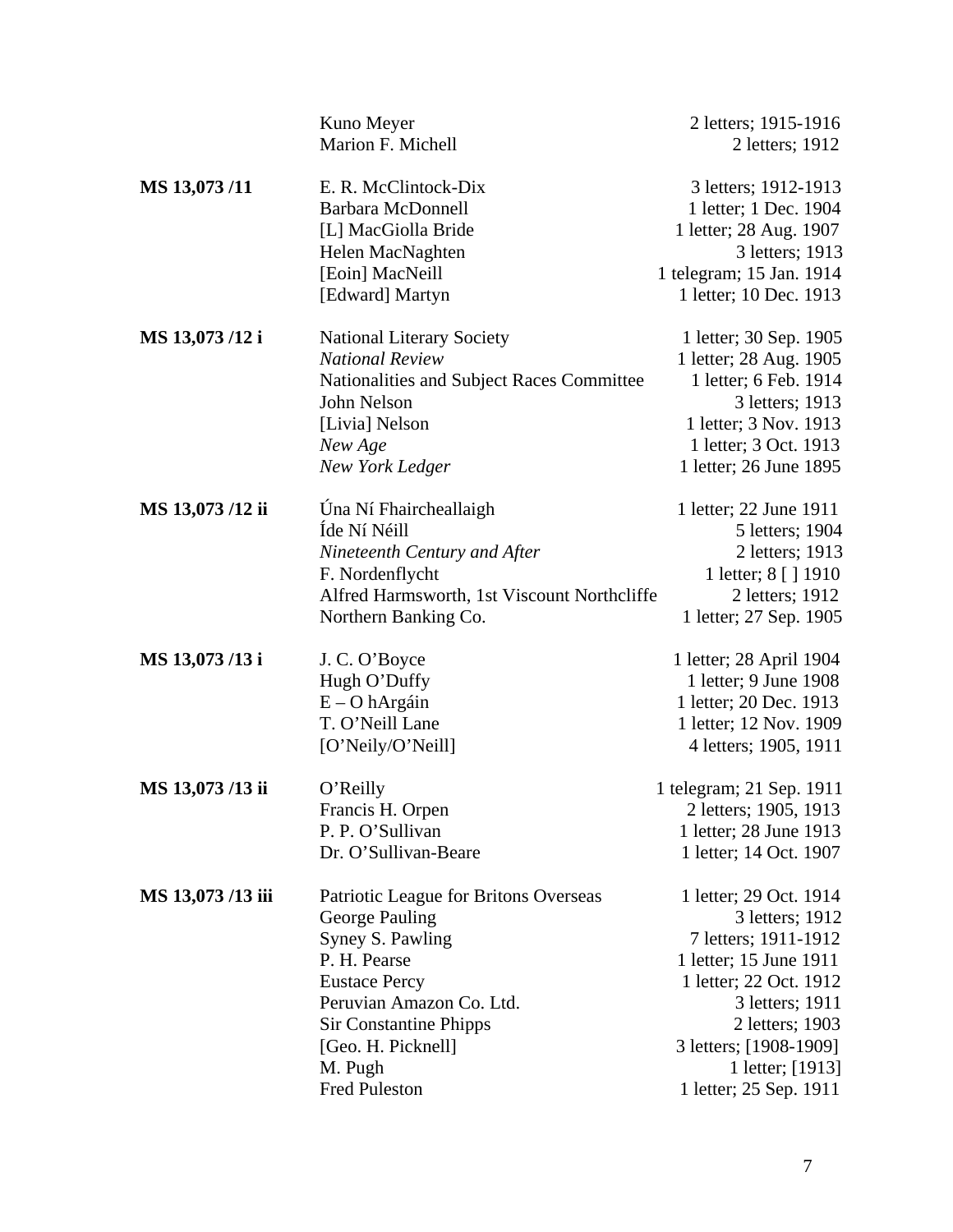| | | |
|---|---|---|
| | Kuno Meyer | 2 letters; 1915-1916 |
| | Marion F. Michell | 2 letters; 1912 |
| **MS 13,073 /11** | E. R. McClintock-Dix | 3 letters; 1912-1913 |
| | Barbara McDonnell | 1 letter; 1 Dec. 1904 |
| | [L] MacGiolla Bride | 1 letter; 28 Aug. 1907 |
| | Helen MacNaghten | 3 letters; 1913 |
| | [Eoin] MacNeill | 1 telegram; 15 Jan. 1914 |
| | [Edward] Martyn | 1 letter; 10 Dec. 1913 |
| **MS 13,073 /12 i** | National Literary Society | 1 letter; 30 Sep. 1905 |
| | *National Review* | 1 letter; 28 Aug. 1905 |
| | Nationalities and Subject Races Committee | 1 letter; 6 Feb. 1914 |
| | John Nelson | 3 letters; 1913 |
| | [Livia] Nelson | 1 letter; 3 Nov. 1913 |
| | *New Age* | 1 letter; 3 Oct. 1913 |
| | *New York Ledger* | 1 letter; 26 June 1895 |
| **MS 13,073 /12 ii** | Úna Ní Fhaircheallaigh | 1 letter; 22 June 1911 |
| | Íde Ní Néill | 5 letters; 1904 |
| | *Nineteenth Century and After* | 2 letters; 1913 |
| | F. Nordenflycht | 1 letter; 8 [ ] 1910 |
| | Alfred Harmsworth, 1st Viscount Northcliffe | 2 letters; 1912 |
| | Northern Banking Co. | 1 letter; 27 Sep. 1905 |
| **MS 13,073 /13 i** | J. C. O'Boyce | 1 letter; 28 April 1904 |
| | Hugh O'Duffy | 1 letter; 9 June 1908 |
| | E – O hArgáin | 1 letter; 20 Dec. 1913 |
| | T. O'Neill Lane | 1 letter; 12 Nov. 1909 |
| | [O'Neily/O'Neill] | 4 letters; 1905, 1911 |
| **MS 13,073 /13 ii** | O'Reilly | 1 telegram; 21 Sep. 1911 |
| | Francis H. Orpen | 2 letters; 1905, 1913 |
| | P. P. O'Sullivan | 1 letter; 28 June 1913 |
| | Dr. O'Sullivan-Beare | 1 letter; 14 Oct. 1907 |
| **MS 13,073 /13 iii** | Patriotic League for Britons Overseas | 1 letter; 29 Oct. 1914 |
| | George Pauling | 3 letters; 1912 |
| | Syney S. Pawling | 7 letters; 1911-1912 |
| | P. H. Pearse | 1 letter; 15 June 1911 |
| | Eustace Percy | 1 letter; 22 Oct. 1912 |
| | Peruvian Amazon Co. Ltd. | 3 letters; 1911 |
| | Sir Constantine Phipps | 2 letters; 1903 |
| | [Geo. H. Picknell] | 3 letters; [1908-1909] |
| | M. Pugh | 1 letter; [1913] |
| | Fred Puleston | 1 letter; 25 Sep. 1911 |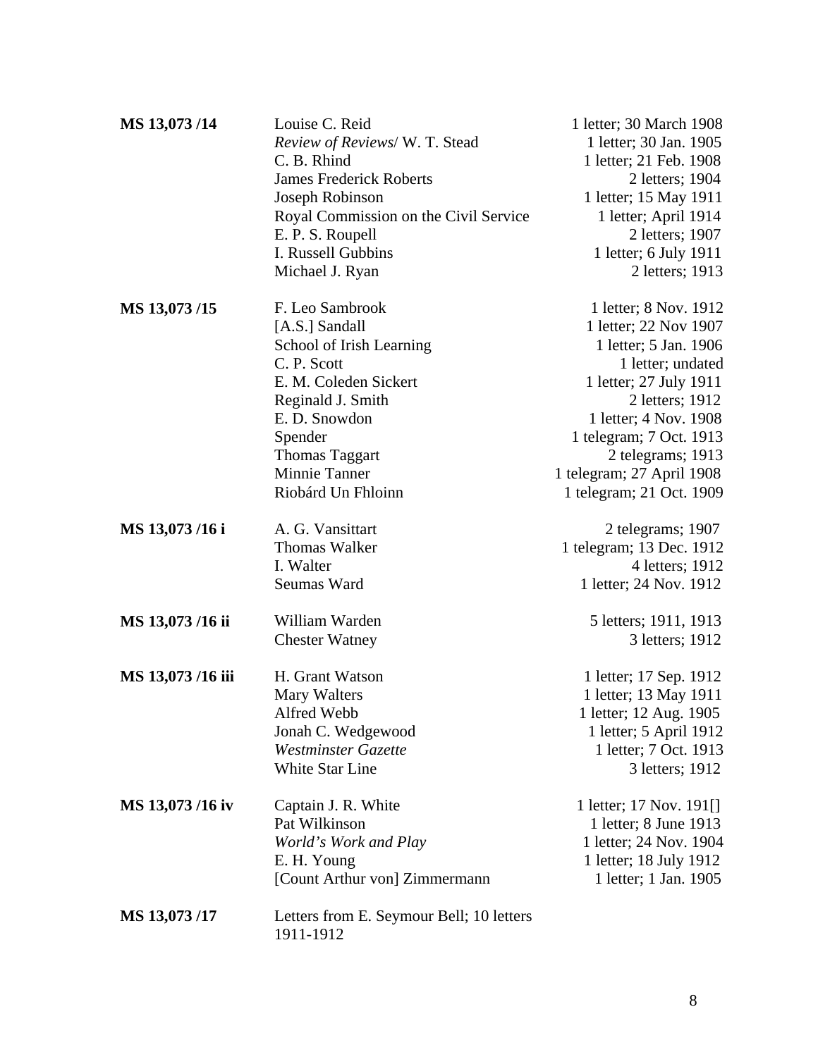| | | |
|---|---|---|
| **MS 13,073 /14** | Louise C. Reid | 1 letter; 30 March 1908 |
| | *Review of Reviews*/ W. T. Stead | 1 letter; 30 Jan. 1905 |
| | C. B. Rhind | 1 letter; 21 Feb. 1908 |
| | James Frederick Roberts | 2 letters; 1904 |
| | Joseph Robinson | 1 letter; 15 May 1911 |
| | Royal Commission on the Civil Service | 1 letter; April 1914 |
| | E. P. S. Roupell | 2 letters; 1907 |
| | I. Russell Gubbins | 1 letter; 6 July 1911 |
| | Michael J. Ryan | 2 letters; 1913 |
| **MS 13,073 /15** | F. Leo Sambrook | 1 letter; 8 Nov. 1912 |
| | [A.S.] Sandall | 1 letter; 22 Nov 1907 |
| | School of Irish Learning | 1 letter; 5 Jan. 1906 |
| | C. P. Scott | 1 letter; undated |
| | E. M. Coleden Sickert | 1 letter; 27 July 1911 |
| | Reginald J. Smith | 2 letters; 1912 |
| | E. D. Snowdon | 1 letter; 4 Nov. 1908 |
| | Spender | 1 telegram; 7 Oct. 1913 |
| | Thomas Taggart | 2 telegrams; 1913 |
| | Minnie Tanner | 1 telegram; 27 April 1908 |
| | Riobárd Un Fhloinn | 1 telegram; 21 Oct. 1909 |
| **MS 13,073 /16 i** | A. G. Vansittart | 2 telegrams; 1907 |
| | Thomas Walker | 1 telegram; 13 Dec. 1912 |
| | I. Walter | 4 letters; 1912 |
| | Seumas Ward | 1 letter; 24 Nov. 1912 |
| **MS 13,073 /16 ii** | William Warden | 5 letters; 1911, 1913 |
| | Chester Watney | 3 letters; 1912 |
| **MS 13,073 /16 iii** | H. Grant Watson | 1 letter; 17 Sep. 1912 |
| | Mary Walters | 1 letter; 13 May 1911 |
| | Alfred Webb | 1 letter; 12 Aug. 1905 |
| | Jonah C. Wedgewood | 1 letter; 5 April 1912 |
| | *Westminster Gazette* | 1 letter; 7 Oct. 1913 |
| | White Star Line | 3 letters; 1912 |
| **MS 13,073 /16 iv** | Captain J. R. White | 1 letter; 17 Nov. 191[] |
| | Pat Wilkinson | 1 letter; 8 June 1913 |
| | *World's Work and Play* | 1 letter; 24 Nov. 1904 |
| | E. H. Young | 1 letter; 18 July 1912 |
| | [Count Arthur von] Zimmermann | 1 letter; 1 Jan. 1905 |
| **MS 13,073 /17** | Letters from E. Seymour Bell; 10 letters 1911-1912 | |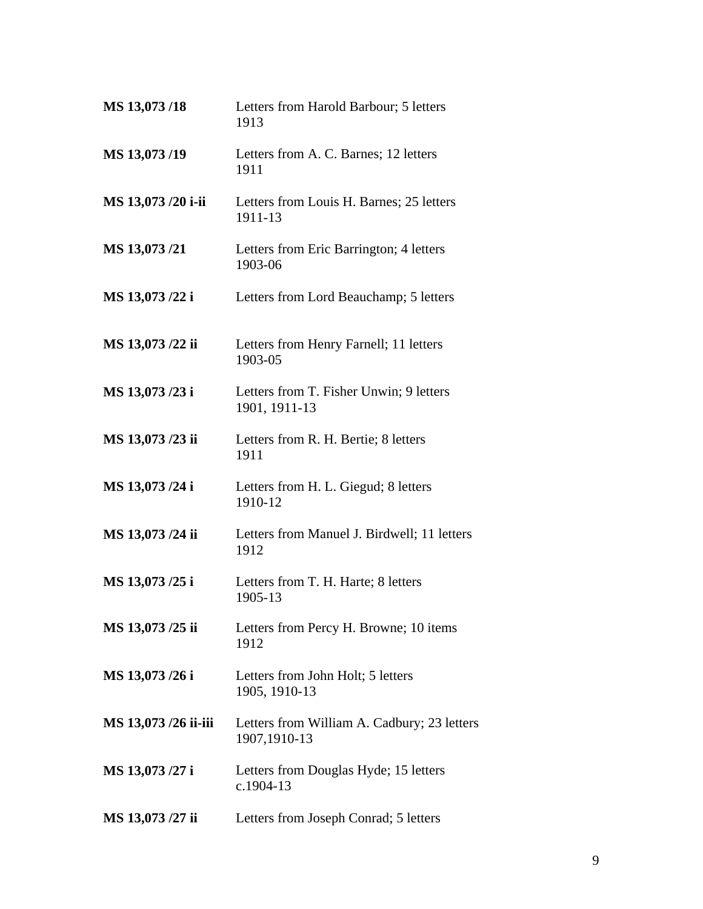**MS 13,073 /18** Letters from Harold Barbour; 5 letters
1913

**MS 13,073 /19** Letters from A. C. Barnes; 12 letters
1911

**MS 13,073 /20 i-ii** Letters from Louis H. Barnes; 25 letters
1911-13

**MS 13,073 /21** Letters from Eric Barrington; 4 letters
1903-06

**MS 13,073 /22 i** Letters from Lord Beauchamp; 5 letters

**MS 13,073 /22 ii** Letters from Henry Farnell; 11 letters
1903-05

**MS 13,073 /23 i** Letters from T. Fisher Unwin; 9 letters
1901, 1911-13

**MS 13,073 /23 ii** Letters from R. H. Bertie; 8 letters
1911

**MS 13,073 /24 i** Letters from H. L. Giegud; 8 letters
1910-12

**MS 13,073 /24 ii** Letters from Manuel J. Birdwell; 11 letters
1912

**MS 13,073 /25 i** Letters from T. H. Harte; 8 letters
1905-13

**MS 13,073 /25 ii** Letters from Percy H. Browne; 10 items
1912

**MS 13,073 /26 i** Letters from John Holt; 5 letters
1905, 1910-13

**MS 13,073 /26 ii-iii** Letters from William A. Cadbury; 23 letters
1907,1910-13

**MS 13,073 /27 i** Letters from Douglas Hyde; 15 letters
c.1904-13

**MS 13,073 /27 ii** Letters from Joseph Conrad; 5 letters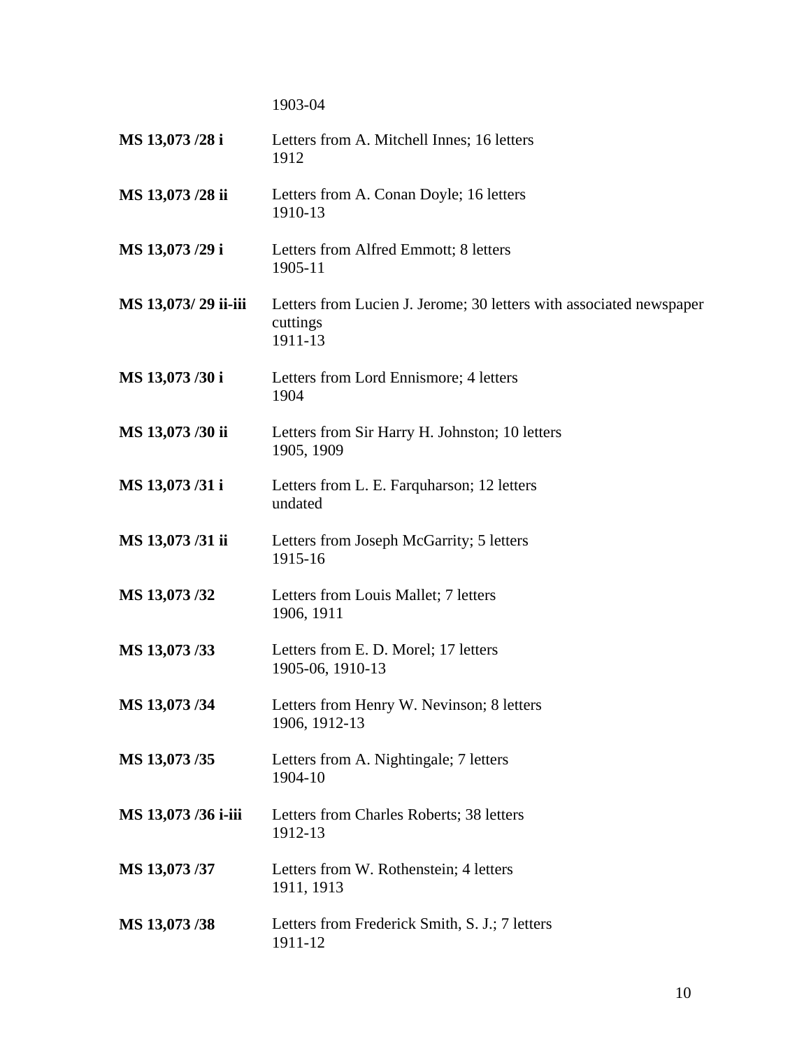1903-04

**MS 13,073 /28 i** Letters from A. Mitchell Innes; 16 letters
1912

**MS 13,073 /28 ii** Letters from A. Conan Doyle; 16 letters
1910-13

**MS 13,073 /29 i** Letters from Alfred Emmott; 8 letters
1905-11

**MS 13,073/ 29 ii-iii** Letters from Lucien J. Jerome; 30 letters with associated newspaper cuttings
1911-13

**MS 13,073 /30 i** Letters from Lord Ennismore; 4 letters
1904

**MS 13,073 /30 ii** Letters from Sir Harry H. Johnston; 10 letters
1905, 1909

**MS 13,073 /31 i** Letters from L. E. Farquharson; 12 letters
undated

**MS 13,073 /31 ii** Letters from Joseph McGarrity; 5 letters
1915-16

**MS 13,073 /32** Letters from Louis Mallet; 7 letters
1906, 1911

**MS 13,073 /33** Letters from E. D. Morel; 17 letters
1905-06, 1910-13

**MS 13,073 /34** Letters from Henry W. Nevinson; 8 letters
1906, 1912-13

**MS 13,073 /35** Letters from A. Nightingale; 7 letters
1904-10

**MS 13,073 /36 i-iii** Letters from Charles Roberts; 38 letters
1912-13

**MS 13,073 /37** Letters from W. Rothenstein; 4 letters
1911, 1913

**MS 13,073 /38** Letters from Frederick Smith, S. J.; 7 letters
1911-12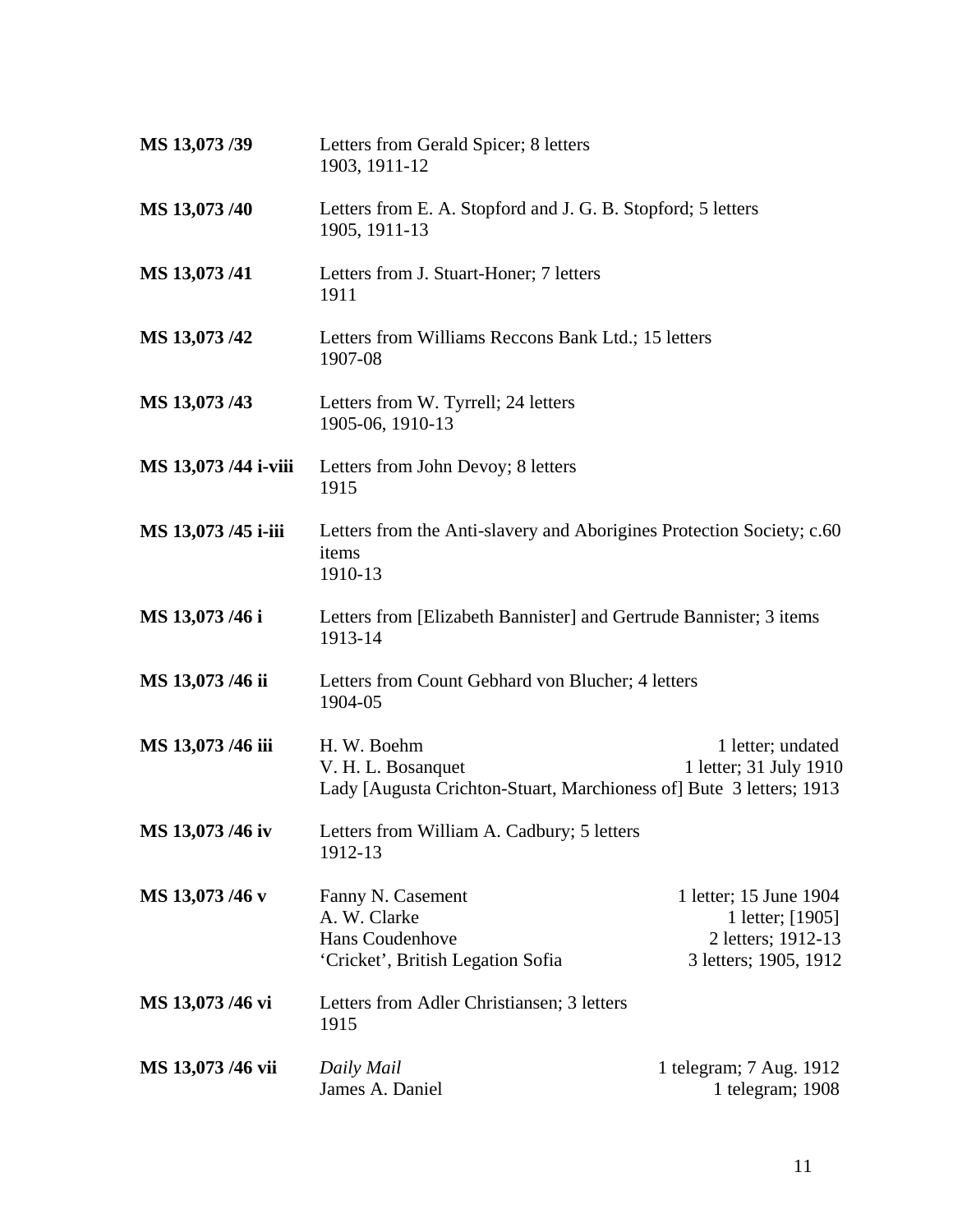**MS 13,073 /39** Letters from Gerald Spicer; 8 letters
1903, 1911-12

**MS 13,073 /40** Letters from E. A. Stopford and J. G. B. Stopford; 5 letters
1905, 1911-13

**MS 13,073 /41** Letters from J. Stuart-Honer; 7 letters
1911

**MS 13,073 /42** Letters from Williams Reccons Bank Ltd.; 15 letters
1907-08

**MS 13,073 /43** Letters from W. Tyrrell; 24 letters
1905-06, 1910-13

**MS 13,073 /44 i-viii** Letters from John Devoy; 8 letters
1915

**MS 13,073 /45 i-iii** Letters from the Anti-slavery and Aborigines Protection Society; c.60 items
1910-13

**MS 13,073 /46 i** Letters from [Elizabeth Bannister] and Gertrude Bannister; 3 items
1913-14

**MS 13,073 /46 ii** Letters from Count Gebhard von Blucher; 4 letters
1904-05

**MS 13,073 /46 iii**

| | |
|---|---|
| H. W. Boehm | 1 letter; undated |
| V. H. L. Bosanquet | 1 letter; 31 July 1910 |
| Lady [Augusta Crichton-Stuart, Marchioness of] Bute | 3 letters; 1913 |

**MS 13,073 /46 iv** Letters from William A. Cadbury; 5 letters
1912-13

**MS 13,073 /46 v**

| | |
|---|---|
| Fanny N. Casement | 1 letter; 15 June 1904 |
| A. W. Clarke | 1 letter; [1905] |
| Hans Coudenhove | 2 letters; 1912-13 |
| 'Cricket', British Legation Sofia | 3 letters; 1905, 1912 |

**MS 13,073 /46 vi** Letters from Adler Christiansen; 3 letters
1915

**MS 13,073 /46 vii**

| | |
|---|---|
| *Daily Mail* | 1 telegram; 7 Aug. 1912 |
| James A. Daniel | 1 telegram; 1908 |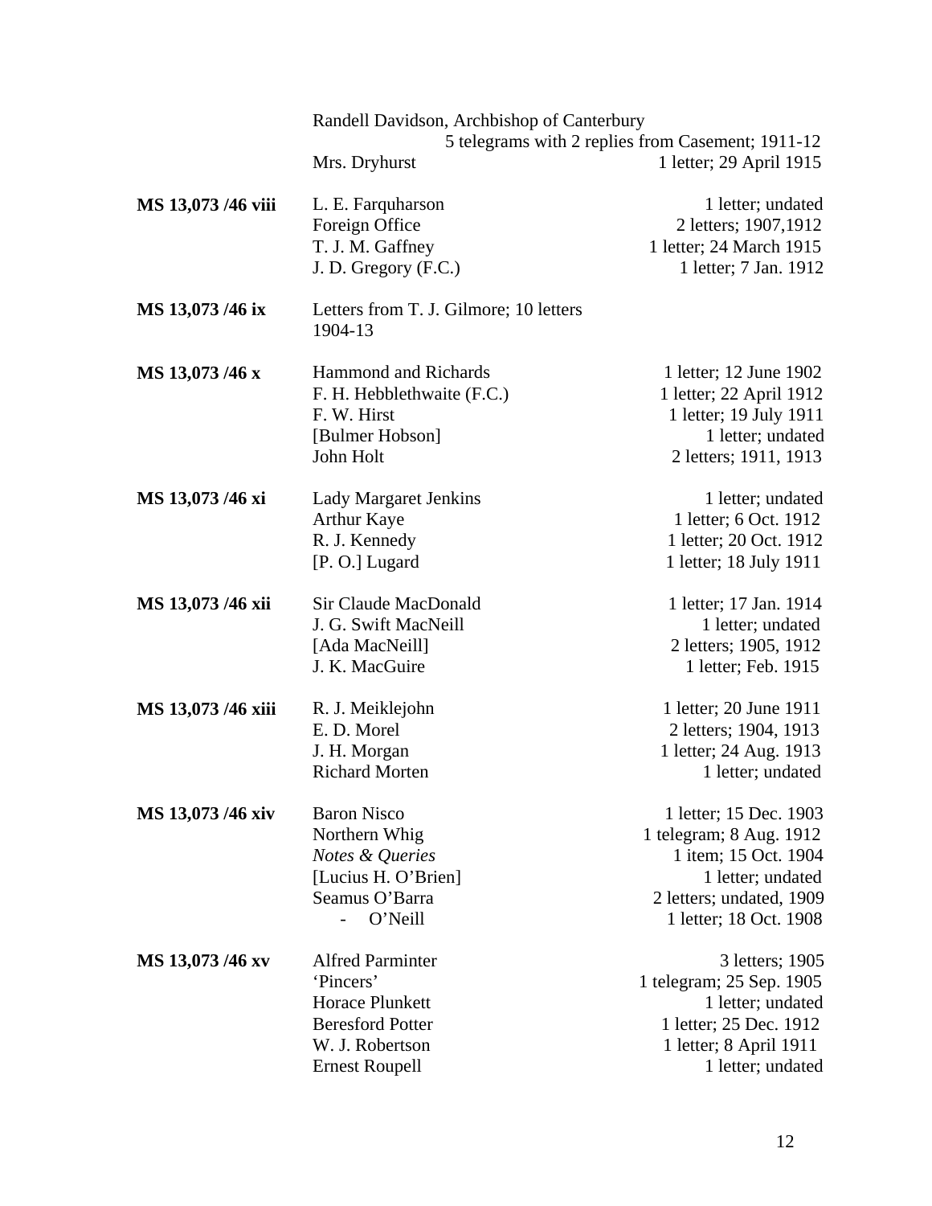| | | |
|---|---|---|
| | Randell Davidson, Archbishop of Canterbury | 5 telegrams with 2 replies from Casement; 1911-12 |
| | Mrs. Dryhurst | 1 letter; 29 April 1915 |
| **MS 13,073 /46 viii** | L. E. Farquharson | 1 letter; undated |
| | Foreign Office | 2 letters; 1907,1912 |
| | T. J. M. Gaffney | 1 letter; 24 March 1915 |
| | J. D. Gregory (F.C.) | 1 letter; 7 Jan. 1912 |
| **MS 13,073 /46 ix** | Letters from T. J. Gilmore; 10 letters 1904-13 | |
| **MS 13,073 /46 x** | Hammond and Richards | 1 letter; 12 June 1902 |
| | F. H. Hebblethwaite (F.C.) | 1 letter; 22 April 1912 |
| | F. W. Hirst | 1 letter; 19 July 1911 |
| | [Bulmer Hobson] | 1 letter; undated |
| | John Holt | 2 letters; 1911, 1913 |
| **MS 13,073 /46 xi** | Lady Margaret Jenkins | 1 letter; undated |
| | Arthur Kaye | 1 letter; 6 Oct. 1912 |
| | R. J. Kennedy | 1 letter; 20 Oct. 1912 |
| | [P. O.] Lugard | 1 letter; 18 July 1911 |
| **MS 13,073 /46 xii** | Sir Claude MacDonald | 1 letter; 17 Jan. 1914 |
| | J. G. Swift MacNeill | 1 letter; undated |
| | [Ada MacNeill] | 2 letters; 1905, 1912 |
| | J. K. MacGuire | 1 letter; Feb. 1915 |
| **MS 13,073 /46 xiii** | R. J. Meiklejohn | 1 letter; 20 June 1911 |
| | E. D. Morel | 2 letters; 1904, 1913 |
| | J. H. Morgan | 1 letter; 24 Aug. 1913 |
| | Richard Morten | 1 letter; undated |
| **MS 13,073 /46 xiv** | Baron Nisco | 1 letter; 15 Dec. 1903 |
| | Northern Whig | 1 telegram; 8 Aug. 1912 |
| | *Notes & Queries* | 1 item; 15 Oct. 1904 |
| | [Lucius H. O'Brien] | 1 letter; undated |
| | Seamus O'Barra | 2 letters; undated, 1909 |
| | - O'Neill | 1 letter; 18 Oct. 1908 |
| **MS 13,073 /46 xv** | Alfred Parminter | 3 letters; 1905 |
| | 'Pincers' | 1 telegram; 25 Sep. 1905 |
| | Horace Plunkett | 1 letter; undated |
| | Beresford Potter | 1 letter; 25 Dec. 1912 |
| | W. J. Robertson | 1 letter; 8 April 1911 |
| | Ernest Roupell | 1 letter; undated |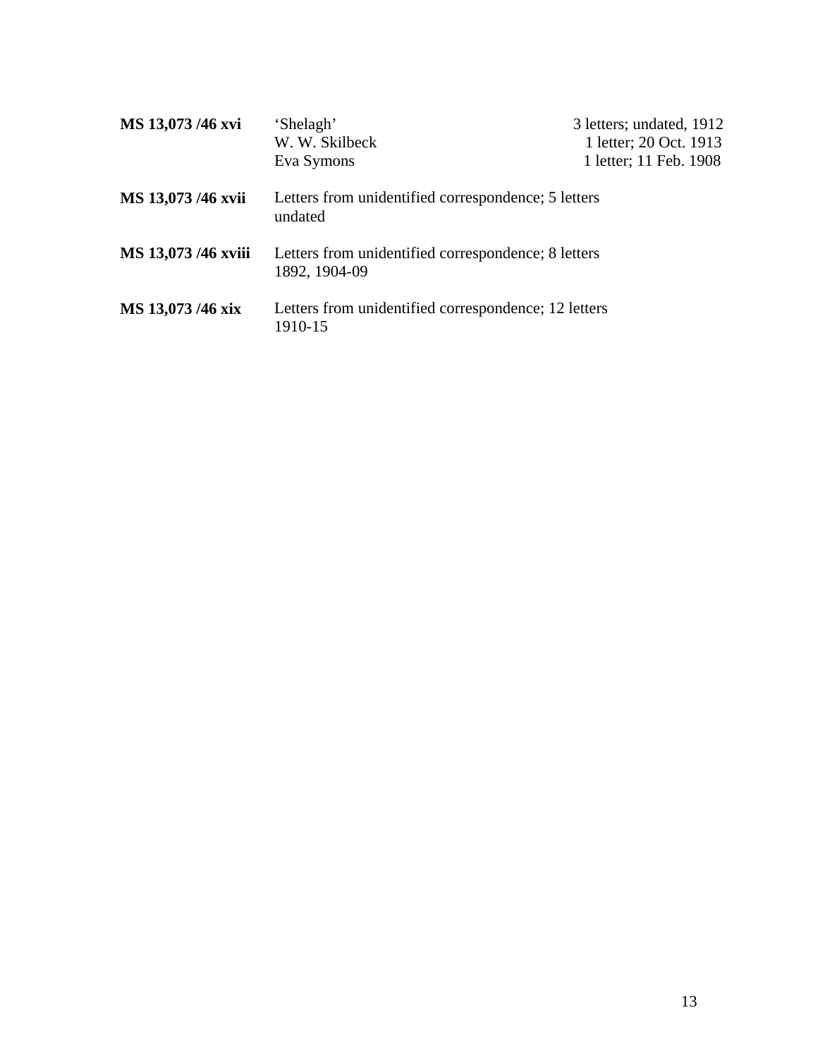| | | |
|---|---|---|
| **MS 13,073 /46 xvi** | 'Shelagh' | 3 letters; undated, 1912 |
| | W. W. Skilbeck | 1 letter; 20 Oct. 1913 |
| | Eva Symons | 1 letter; 11 Feb. 1908 |
| **MS 13,073 /46 xvii** | Letters from unidentified correspondence; 5 letters undated | |
| **MS 13,073 /46 xviii** | Letters from unidentified correspondence; 8 letters 1892, 1904-09 | |
| **MS 13,073 /46 xix** | Letters from unidentified correspondence; 12 letters 1910-15 | |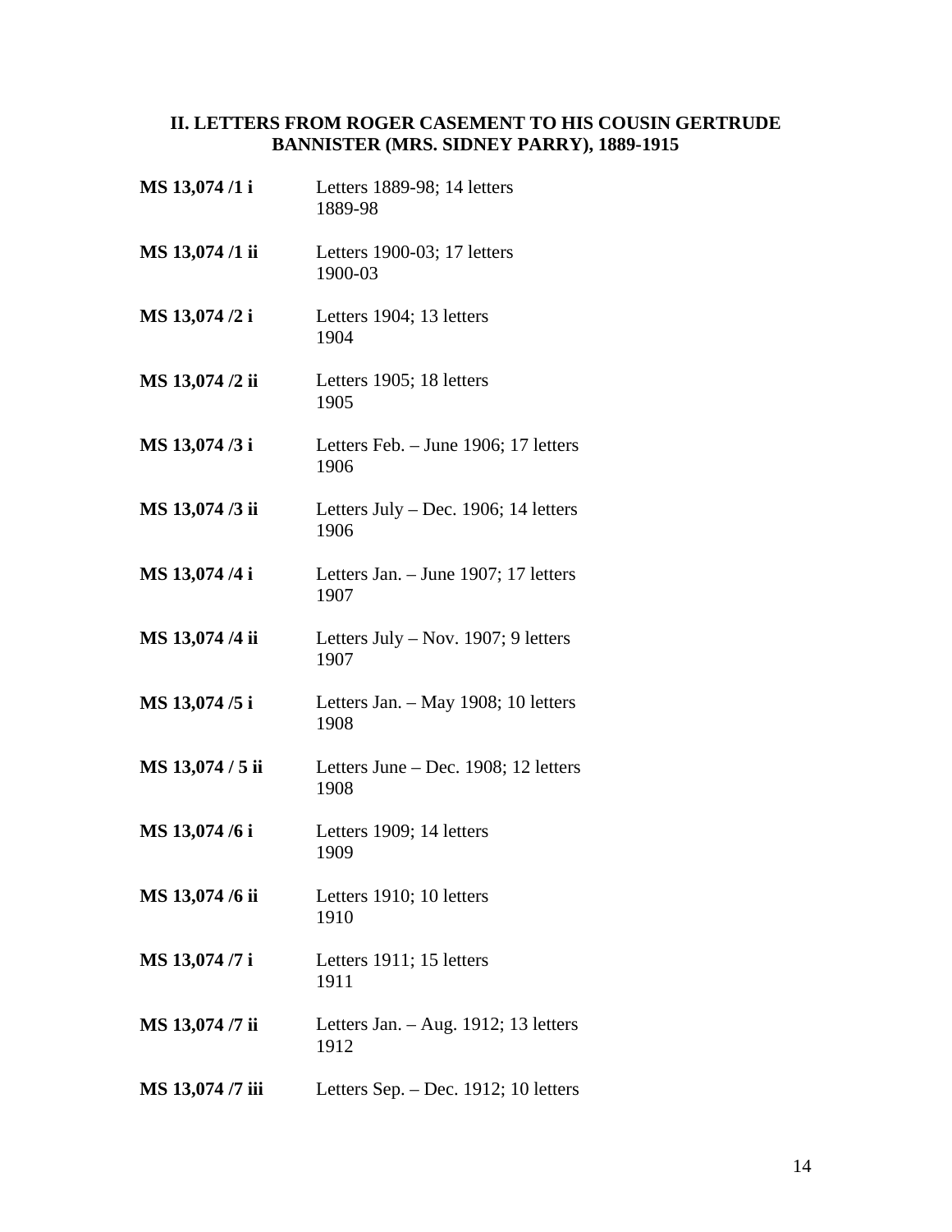### II. LETTERS FROM ROGER CASEMENT TO HIS COUSIN GERTRUDE BANNISTER (MRS. SIDNEY PARRY), 1889-1915

**MS 13,074 /1 i** Letters 1889-98; 14 letters
1889-98

**MS 13,074 /1 ii** Letters 1900-03; 17 letters
1900-03

**MS 13,074 /2 i** Letters 1904; 13 letters
1904

**MS 13,074 /2 ii** Letters 1905; 18 letters
1905

**MS 13,074 /3 i** Letters Feb. – June 1906; 17 letters
1906

**MS 13,074 /3 ii** Letters July – Dec. 1906; 14 letters
1906

**MS 13,074 /4 i** Letters Jan. – June 1907; 17 letters
1907

**MS 13,074 /4 ii** Letters July – Nov. 1907; 9 letters
1907

**MS 13,074 /5 i** Letters Jan. – May 1908; 10 letters
1908

**MS 13,074 / 5 ii** Letters June – Dec. 1908; 12 letters
1908

**MS 13,074 /6 i** Letters 1909; 14 letters
1909

**MS 13,074 /6 ii** Letters 1910; 10 letters
1910

**MS 13,074 /7 i** Letters 1911; 15 letters
1911

**MS 13,074 /7 ii** Letters Jan. – Aug. 1912; 13 letters
1912

**MS 13,074 /7 iii** Letters Sep. – Dec. 1912; 10 letters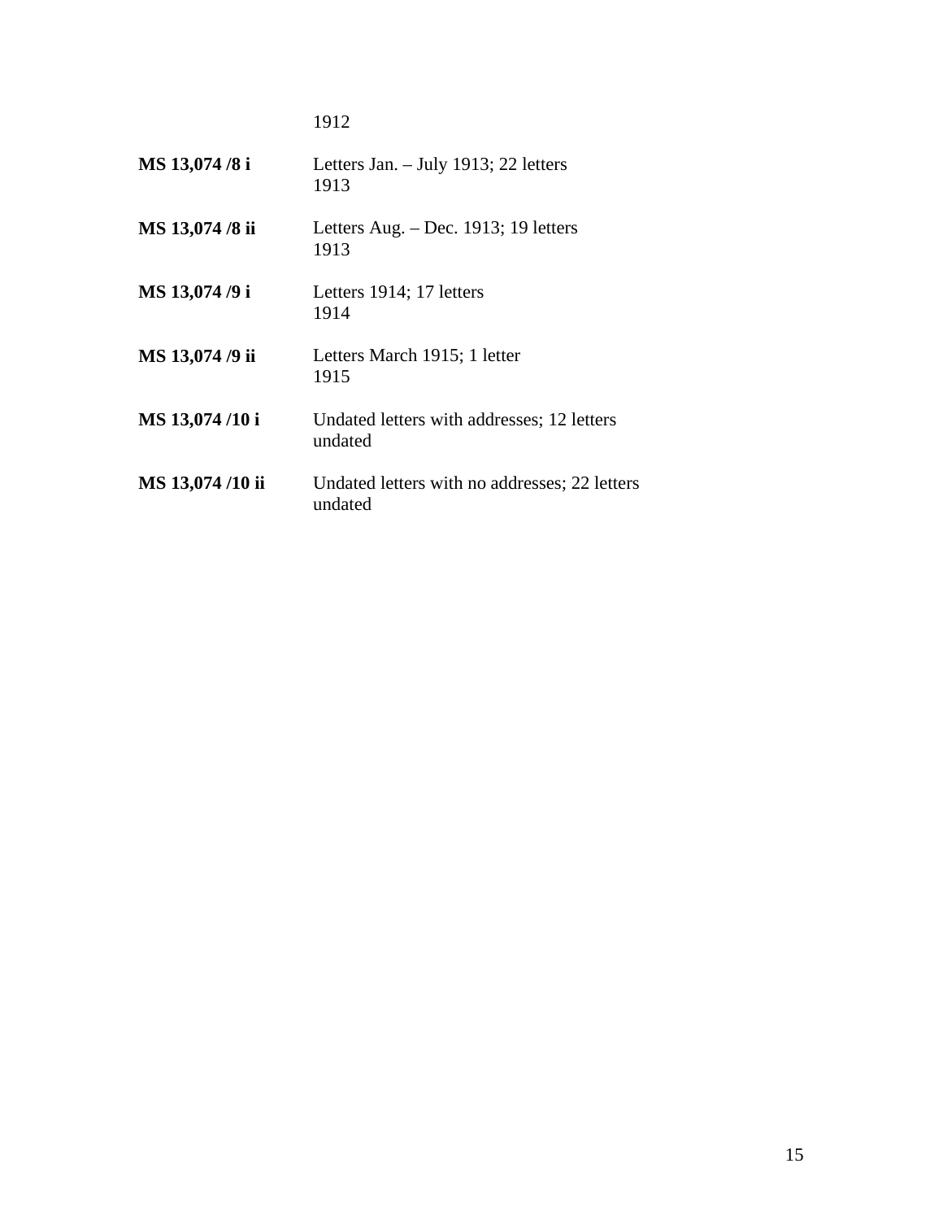1912

**MS 13,074 /8 i** Letters Jan. – July 1913; 22 letters
1913

**MS 13,074 /8 ii** Letters Aug. – Dec. 1913; 19 letters
1913

**MS 13,074 /9 i** Letters 1914; 17 letters
1914

**MS 13,074 /9 ii** Letters March 1915; 1 letter
1915

**MS 13,074 /10 i** Undated letters with addresses; 12 letters
undated

**MS 13,074 /10 ii** Undated letters with no addresses; 22 letters
undated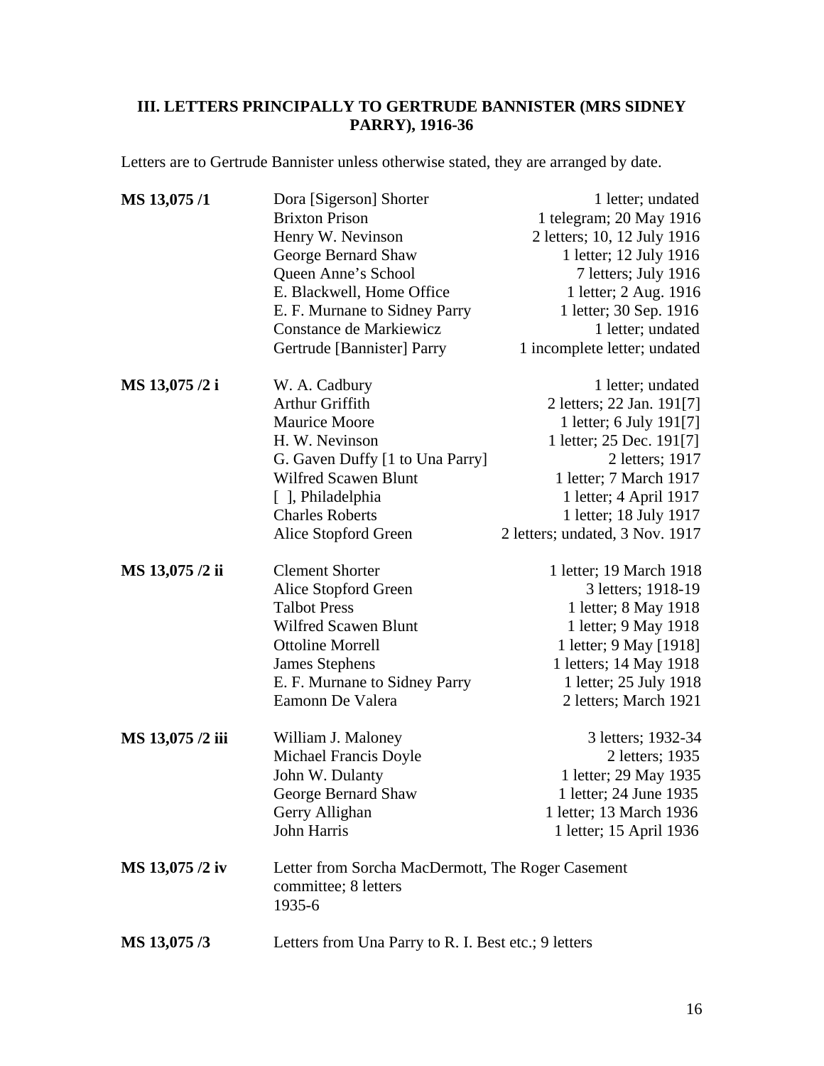### III. LETTERS PRINCIPALLY TO GERTRUDE BANNISTER (MRS SIDNEY PARRY), 1916-36

Letters are to Gertrude Bannister unless otherwise stated, they are arranged by date.

| | | |
|---|---|---|
| **MS 13,075 /1** | Dora [Sigerson] Shorter | 1 letter; undated |
| | Brixton Prison | 1 telegram; 20 May 1916 |
| | Henry W. Nevinson | 2 letters; 10, 12 July 1916 |
| | George Bernard Shaw | 1 letter; 12 July 1916 |
| | Queen Anne's School | 7 letters; July 1916 |
| | E. Blackwell, Home Office | 1 letter; 2 Aug. 1916 |
| | E. F. Murnane to Sidney Parry | 1 letter; 30 Sep. 1916 |
| | Constance de Markiewicz | 1 letter; undated |
| | Gertrude [Bannister] Parry | 1 incomplete letter; undated |
| **MS 13,075 /2 i** | W. A. Cadbury | 1 letter; undated |
| | Arthur Griffith | 2 letters; 22 Jan. 191[7] |
| | Maurice Moore | 1 letter; 6 July 191[7] |
| | H. W. Nevinson | 1 letter; 25 Dec. 191[7] |
| | G. Gaven Duffy [1 to Una Parry] | 2 letters; 1917 |
| | Wilfred Scawen Blunt | 1 letter; 7 March 1917 |
| | [ ], Philadelphia | 1 letter; 4 April 1917 |
| | Charles Roberts | 1 letter; 18 July 1917 |
| | Alice Stopford Green | 2 letters; undated, 3 Nov. 1917 |
| **MS 13,075 /2 ii** | Clement Shorter | 1 letter; 19 March 1918 |
| | Alice Stopford Green | 3 letters; 1918-19 |
| | Talbot Press | 1 letter; 8 May 1918 |
| | Wilfred Scawen Blunt | 1 letter; 9 May 1918 |
| | Ottoline Morrell | 1 letter; 9 May [1918] |
| | James Stephens | 1 letters; 14 May 1918 |
| | E. F. Murnane to Sidney Parry | 1 letter; 25 July 1918 |
| | Eamonn De Valera | 2 letters; March 1921 |
| **MS 13,075 /2 iii** | William J. Maloney | 3 letters; 1932-34 |
| | Michael Francis Doyle | 2 letters; 1935 |
| | John W. Dulanty | 1 letter; 29 May 1935 |
| | George Bernard Shaw | 1 letter; 24 June 1935 |
| | Gerry Allighan | 1 letter; 13 March 1936 |
| | John Harris | 1 letter; 15 April 1936 |

**MS 13,075 /2 iv** Letter from Sorcha MacDermott, The Roger Casement committee; 8 letters 1935-6

**MS 13,075 /3** Letters from Una Parry to R. I. Best etc.; 9 letters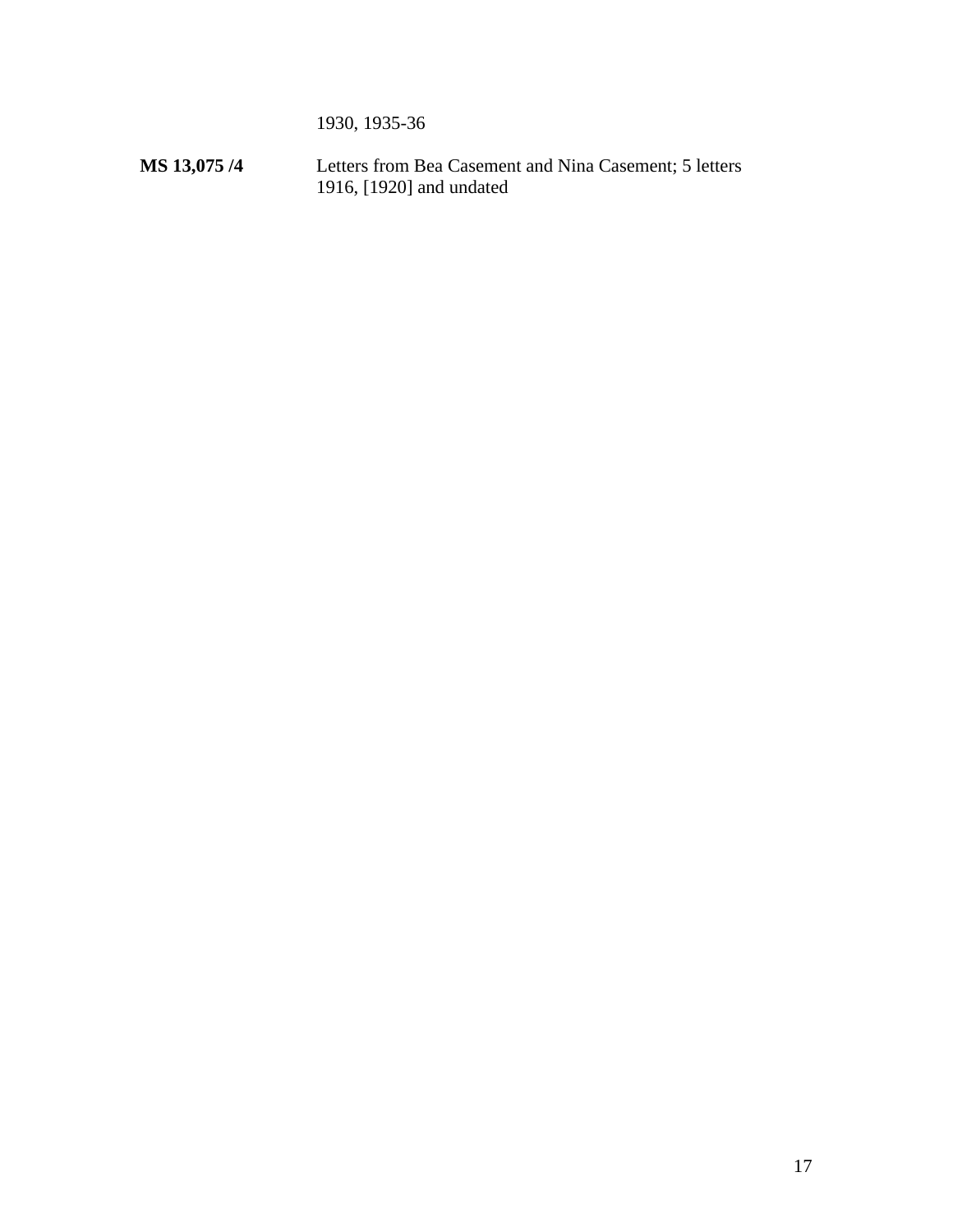1930, 1935-36

**MS 13,075 /4** Letters from Bea Casement and Nina Casement; 5 letters
1916, [1920] and undated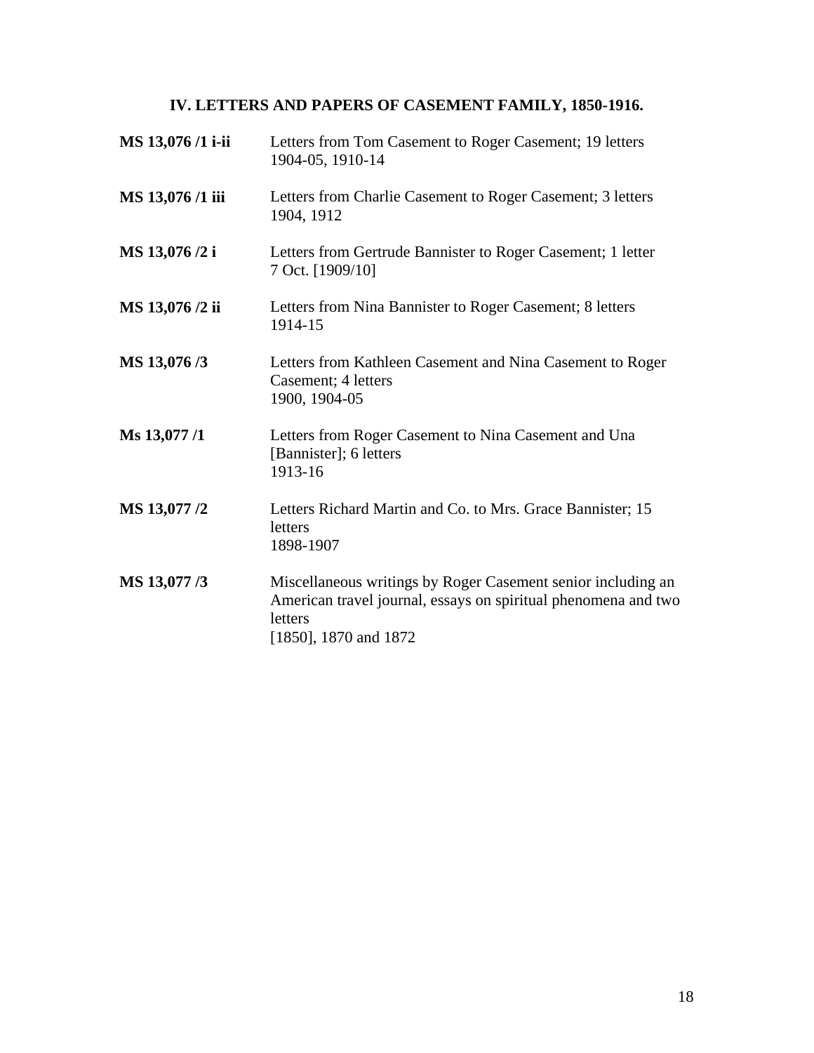## IV. LETTERS AND PAPERS OF CASEMENT FAMILY, 1850-1916.

**MS 13,076 /1 i-ii** Letters from Tom Casement to Roger Casement; 19 letters
1904-05, 1910-14

**MS 13,076 /1 iii** Letters from Charlie Casement to Roger Casement; 3 letters
1904, 1912

**MS 13,076 /2 i** Letters from Gertrude Bannister to Roger Casement; 1 letter
7 Oct. [1909/10]

**MS 13,076 /2 ii** Letters from Nina Bannister to Roger Casement; 8 letters
1914-15

**MS 13,076 /3** Letters from Kathleen Casement and Nina Casement to Roger Casement; 4 letters
1900, 1904-05

**Ms 13,077 /1** Letters from Roger Casement to Nina Casement and Una [Bannister]; 6 letters
1913-16

**MS 13,077 /2** Letters Richard Martin and Co. to Mrs. Grace Bannister; 15 letters
1898-1907

**MS 13,077 /3** Miscellaneous writings by Roger Casement senior including an American travel journal, essays on spiritual phenomena and two letters
[1850], 1870 and 1872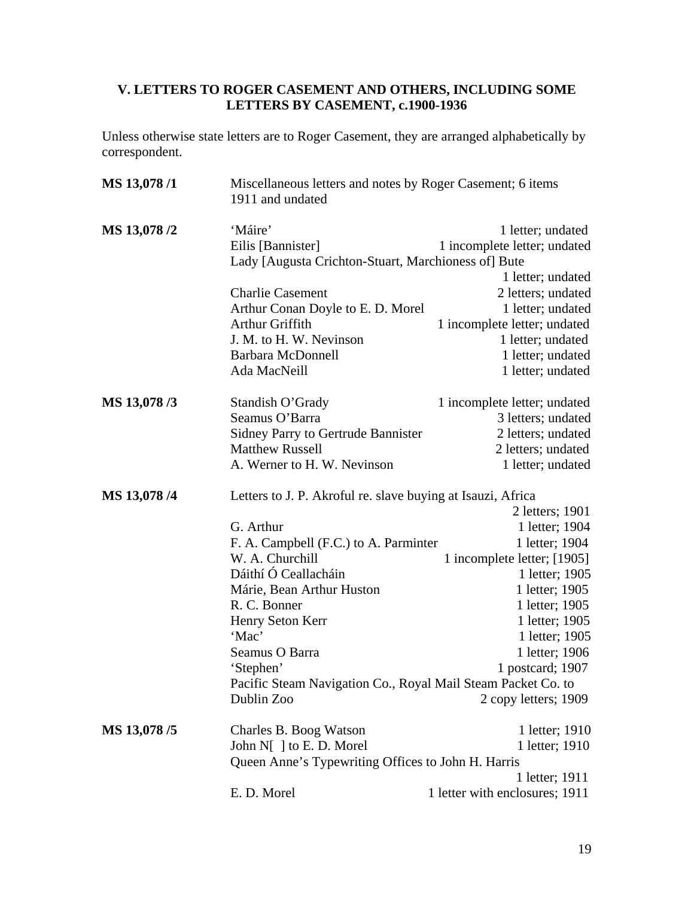**V. LETTERS TO ROGER CASEMENT AND OTHERS, INCLUDING SOME LETTERS BY CASEMENT, c.1900-1936**

Unless otherwise state letters are to Roger Casement, they are arranged alphabetically by correspondent.

| | | |
|---|---|---|
| **MS 13,078 /1** | Miscellaneous letters and notes by Roger Casement; 6 items 1911 and undated | |
| **MS 13,078 /2** | 'Máire' | 1 letter; undated |
| | Eilis [Bannister] | 1 incomplete letter; undated |
| | Lady [Augusta Crichton-Stuart, Marchioness of] Bute | 1 letter; undated |
| | Charlie Casement | 2 letters; undated |
| | Arthur Conan Doyle to E. D. Morel | 1 letter; undated |
| | Arthur Griffith | 1 incomplete letter; undated |
| | J. M. to H. W. Nevinson | 1 letter; undated |
| | Barbara McDonnell | 1 letter; undated |
| | Ada MacNeill | 1 letter; undated |
| **MS 13,078 /3** | Standish O'Grady | 1 incomplete letter; undated |
| | Seamus O'Barra | 3 letters; undated |
| | Sidney Parry to Gertrude Bannister | 2 letters; undated |
| | Matthew Russell | 2 letters; undated |
| | A. Werner to H. W. Nevinson | 1 letter; undated |
| **MS 13,078 /4** | Letters to J. P. Akroful re. slave buying at Isauzi, Africa | 2 letters; 1901 |
| | G. Arthur | 1 letter; 1904 |
| | F. A. Campbell (F.C.) to A. Parminter | 1 letter; 1904 |
| | W. A. Churchill | 1 incomplete letter; [1905] |
| | Dáithí Ó Ceallacháin | 1 letter; 1905 |
| | Márie, Bean Arthur Huston | 1 letter; 1905 |
| | R. C. Bonner | 1 letter; 1905 |
| | Henry Seton Kerr | 1 letter; 1905 |
| | 'Mac' | 1 letter; 1905 |
| | Seamus O Barra | 1 letter; 1906 |
| | 'Stephen' | 1 postcard; 1907 |
| | Pacific Steam Navigation Co., Royal Mail Steam Packet Co. to Dublin Zoo | 2 copy letters; 1909 |
| **MS 13,078 /5** | Charles B. Boog Watson | 1 letter; 1910 |
| | John N[ ] to E. D. Morel | 1 letter; 1910 |
| | Queen Anne's Typewriting Offices to John H. Harris | 1 letter; 1911 |
| | E. D. Morel | 1 letter with enclosures; 1911 |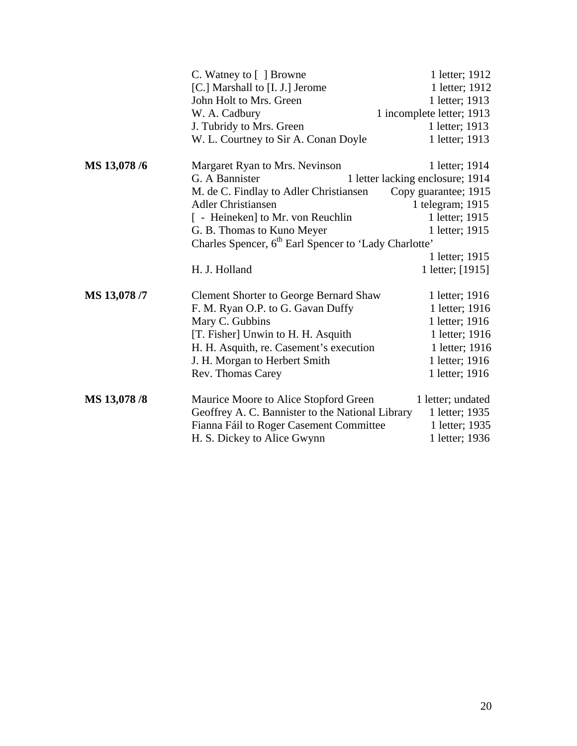| | | |
|---|---|---|
| | C. Watney to [ ] Browne | 1 letter; 1912 |
| | [C.] Marshall to [I. J.] Jerome | 1 letter; 1912 |
| | John Holt to Mrs. Green | 1 letter; 1913 |
| | W. A. Cadbury | 1 incomplete letter; 1913 |
| | J. Tubridy to Mrs. Green | 1 letter; 1913 |
| | W. L. Courtney to Sir A. Conan Doyle | 1 letter; 1913 |
| **MS 13,078 /6** | Margaret Ryan to Mrs. Nevinson | 1 letter; 1914 |
| | G. A Bannister | 1 letter lacking enclosure; 1914 |
| | M. de C. Findlay to Adler Christiansen | Copy guarantee; 1915 |
| | Adler Christiansen | 1 telegram; 1915 |
| | [ - Heineken] to Mr. von Reuchlin | 1 letter; 1915 |
| | G. B. Thomas to Kuno Meyer | 1 letter; 1915 |
| | Charles Spencer, 6th Earl Spencer to 'Lady Charlotte' | 1 letter; 1915 |
| | H. J. Holland | 1 letter; [1915] |
| **MS 13,078 /7** | Clement Shorter to George Bernard Shaw | 1 letter; 1916 |
| | F. M. Ryan O.P. to G. Gavan Duffy | 1 letter; 1916 |
| | Mary C. Gubbins | 1 letter; 1916 |
| | [T. Fisher] Unwin to H. H. Asquith | 1 letter; 1916 |
| | H. H. Asquith, re. Casement's execution | 1 letter; 1916 |
| | J. H. Morgan to Herbert Smith | 1 letter; 1916 |
| | Rev. Thomas Carey | 1 letter; 1916 |
| **MS 13,078 /8** | Maurice Moore to Alice Stopford Green | 1 letter; undated |
| | Geoffrey A. C. Bannister to the National Library | 1 letter; 1935 |
| | Fianna Fáil to Roger Casement Committee | 1 letter; 1935 |
| | H. S. Dickey to Alice Gwynn | 1 letter; 1936 |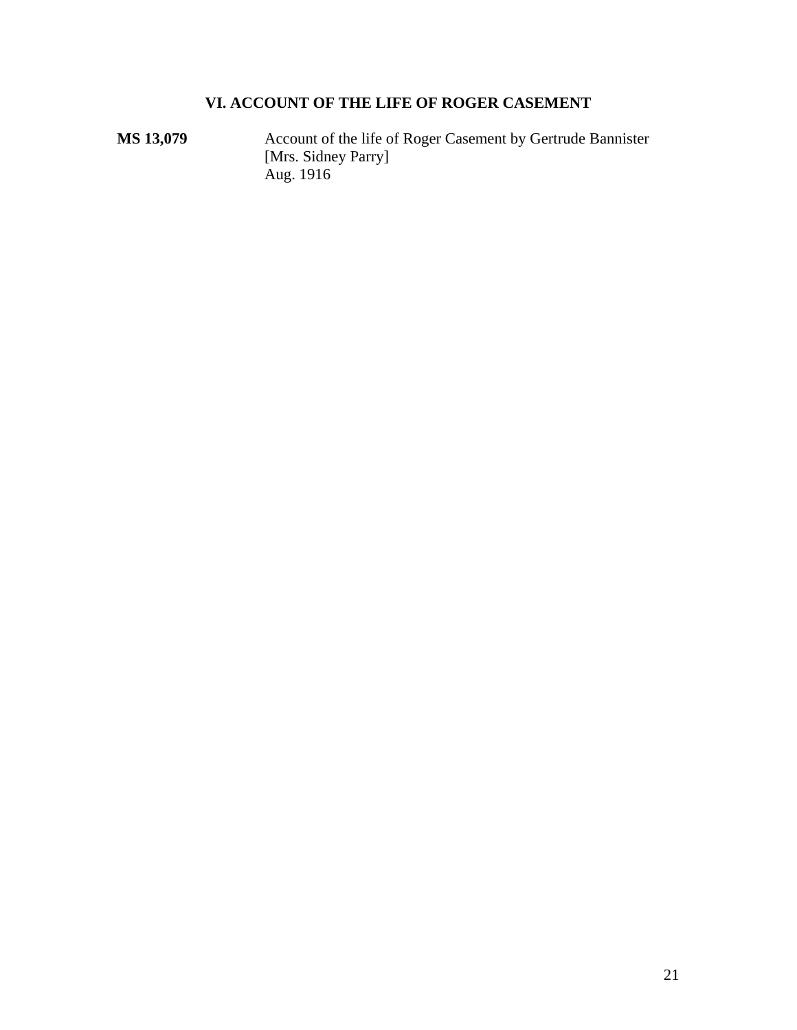## VI. ACCOUNT OF THE LIFE OF ROGER CASEMENT

**MS 13,079** Account of the life of Roger Casement by Gertrude Bannister [Mrs. Sidney Parry]
Aug. 1916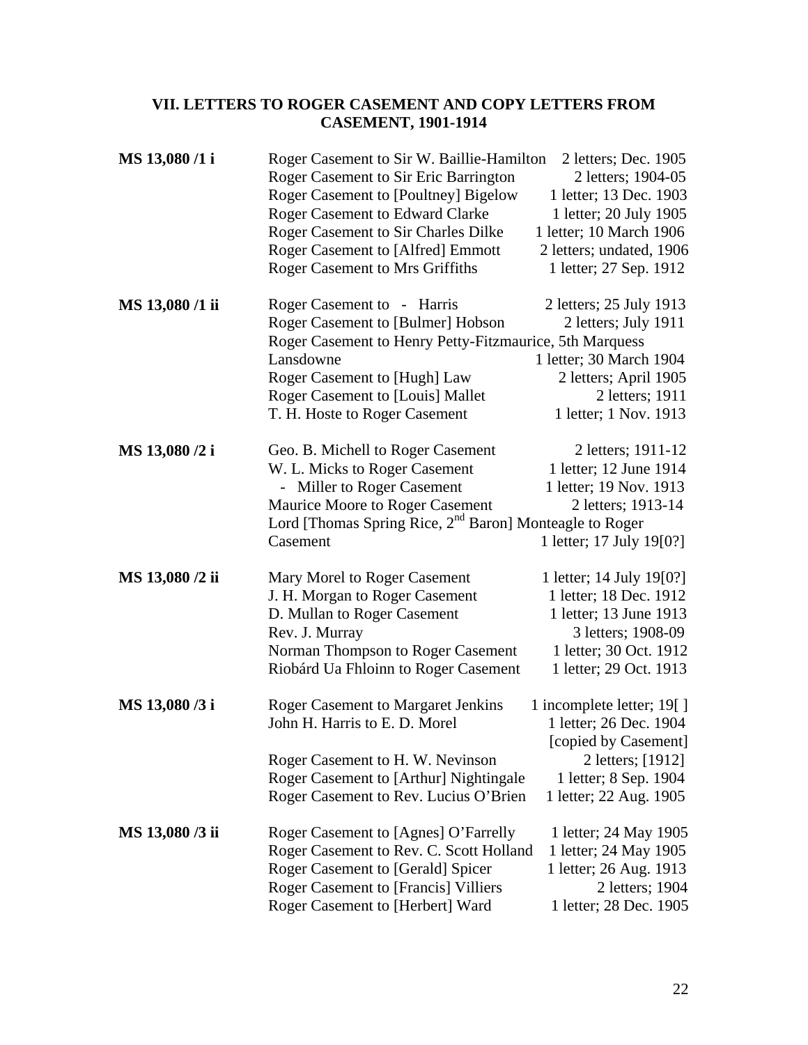## VII. LETTERS TO ROGER CASEMENT AND COPY LETTERS FROM CASEMENT, 1901-1914

| | | |
|---|---|---|
| **MS 13,080 /1 i** | Roger Casement to Sir W. Baillie-Hamilton | 2 letters; Dec. 1905 |
| | Roger Casement to Sir Eric Barrington | 2 letters; 1904-05 |
| | Roger Casement to [Poultney] Bigelow | 1 letter; 13 Dec. 1903 |
| | Roger Casement to Edward Clarke | 1 letter; 20 July 1905 |
| | Roger Casement to Sir Charles Dilke | 1 letter; 10 March 1906 |
| | Roger Casement to [Alfred] Emmott | 2 letters; undated, 1906 |
| | Roger Casement to Mrs Griffiths | 1 letter; 27 Sep. 1912 |
| **MS 13,080 /1 ii** | Roger Casement to - Harris | 2 letters; 25 July 1913 |
| | Roger Casement to [Bulmer] Hobson | 2 letters; July 1911 |
| | Roger Casement to Henry Petty-Fitzmaurice, 5th Marquess Lansdowne | 1 letter; 30 March 1904 |
| | Roger Casement to [Hugh] Law | 2 letters; April 1905 |
| | Roger Casement to [Louis] Mallet | 2 letters; 1911 |
| | T. H. Hoste to Roger Casement | 1 letter; 1 Nov. 1913 |
| **MS 13,080 /2 i** | Geo. B. Michell to Roger Casement | 2 letters; 1911-12 |
| | W. L. Micks to Roger Casement | 1 letter; 12 June 1914 |
| | - Miller to Roger Casement | 1 letter; 19 Nov. 1913 |
| | Maurice Moore to Roger Casement | 2 letters; 1913-14 |
| | Lord [Thomas Spring Rice, 2nd Baron] Monteagle to Roger Casement | 1 letter; 17 July 19[0?] |
| **MS 13,080 /2 ii** | Mary Morel to Roger Casement | 1 letter; 14 July 19[0?] |
| | J. H. Morgan to Roger Casement | 1 letter; 18 Dec. 1912 |
| | D. Mullan to Roger Casement | 1 letter; 13 June 1913 |
| | Rev. J. Murray | 3 letters; 1908-09 |
| | Norman Thompson to Roger Casement | 1 letter; 30 Oct. 1912 |
| | Riobárd Ua Fhloinn to Roger Casement | 1 letter; 29 Oct. 1913 |
| **MS 13,080 /3 i** | Roger Casement to Margaret Jenkins | 1 incomplete letter; 19[ ] |
| | John H. Harris to E. D. Morel | 1 letter; 26 Dec. 1904 [copied by Casement] |
| | Roger Casement to H. W. Nevinson | 2 letters; [1912] |
| | Roger Casement to [Arthur] Nightingale | 1 letter; 8 Sep. 1904 |
| | Roger Casement to Rev. Lucius O'Brien | 1 letter; 22 Aug. 1905 |
| **MS 13,080 /3 ii** | Roger Casement to [Agnes] O'Farrelly | 1 letter; 24 May 1905 |
| | Roger Casement to Rev. C. Scott Holland | 1 letter; 24 May 1905 |
| | Roger Casement to [Gerald] Spicer | 1 letter; 26 Aug. 1913 |
| | Roger Casement to [Francis] Villiers | 2 letters; 1904 |
| | Roger Casement to [Herbert] Ward | 1 letter; 28 Dec. 1905 |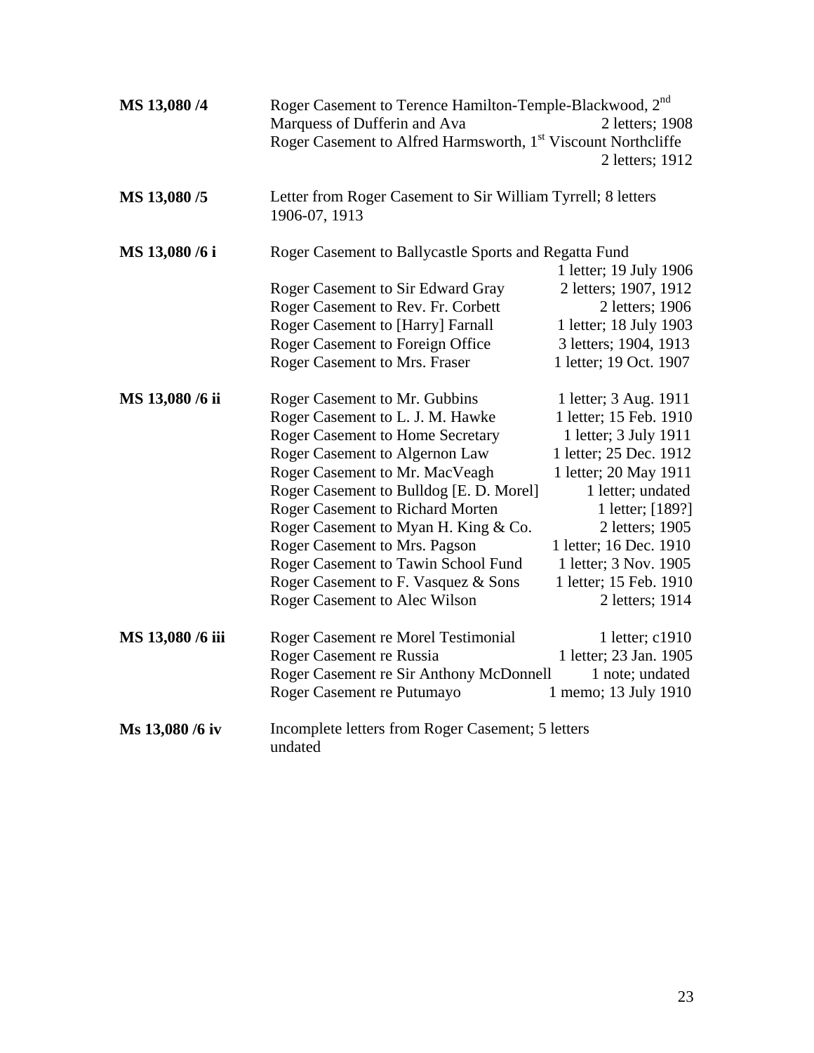| | | |
|---|---|---|
| **MS 13,080 /4** | Roger Casement to Terence Hamilton-Temple-Blackwood, 2nd Marquess of Dufferin and Ava | 2 letters; 1908 |
| | Roger Casement to Alfred Harmsworth, 1st Viscount Northcliffe | 2 letters; 1912 |
| **MS 13,080 /5** | Letter from Roger Casement to Sir William Tyrrell; 8 letters 1906-07, 1913 | |
| **MS 13,080 /6 i** | Roger Casement to Ballycastle Sports and Regatta Fund | 1 letter; 19 July 1906 |
| | Roger Casement to Sir Edward Gray | 2 letters; 1907, 1912 |
| | Roger Casement to Rev. Fr. Corbett | 2 letters; 1906 |
| | Roger Casement to [Harry] Farnall | 1 letter; 18 July 1903 |
| | Roger Casement to Foreign Office | 3 letters; 1904, 1913 |
| | Roger Casement to Mrs. Fraser | 1 letter; 19 Oct. 1907 |
| **MS 13,080 /6 ii** | Roger Casement to Mr. Gubbins | 1 letter; 3 Aug. 1911 |
| | Roger Casement to L. J. M. Hawke | 1 letter; 15 Feb. 1910 |
| | Roger Casement to Home Secretary | 1 letter; 3 July 1911 |
| | Roger Casement to Algernon Law | 1 letter; 25 Dec. 1912 |
| | Roger Casement to Mr. MacVeagh | 1 letter; 20 May 1911 |
| | Roger Casement to Bulldog [E. D. Morel] | 1 letter; undated |
| | Roger Casement to Richard Morten | 1 letter; [189?] |
| | Roger Casement to Myan H. King & Co. | 2 letters; 1905 |
| | Roger Casement to Mrs. Pagson | 1 letter; 16 Dec. 1910 |
| | Roger Casement to Tawin School Fund | 1 letter; 3 Nov. 1905 |
| | Roger Casement to F. Vasquez & Sons | 1 letter; 15 Feb. 1910 |
| | Roger Casement to Alec Wilson | 2 letters; 1914 |
| **MS 13,080 /6 iii** | Roger Casement re Morel Testimonial | 1 letter; c1910 |
| | Roger Casement re Russia | 1 letter; 23 Jan. 1905 |
| | Roger Casement re Sir Anthony McDonnell | 1 note; undated |
| | Roger Casement re Putumayo | 1 memo; 13 July 1910 |
| **Ms 13,080 /6 iv** | Incomplete letters from Roger Casement; 5 letters undated | |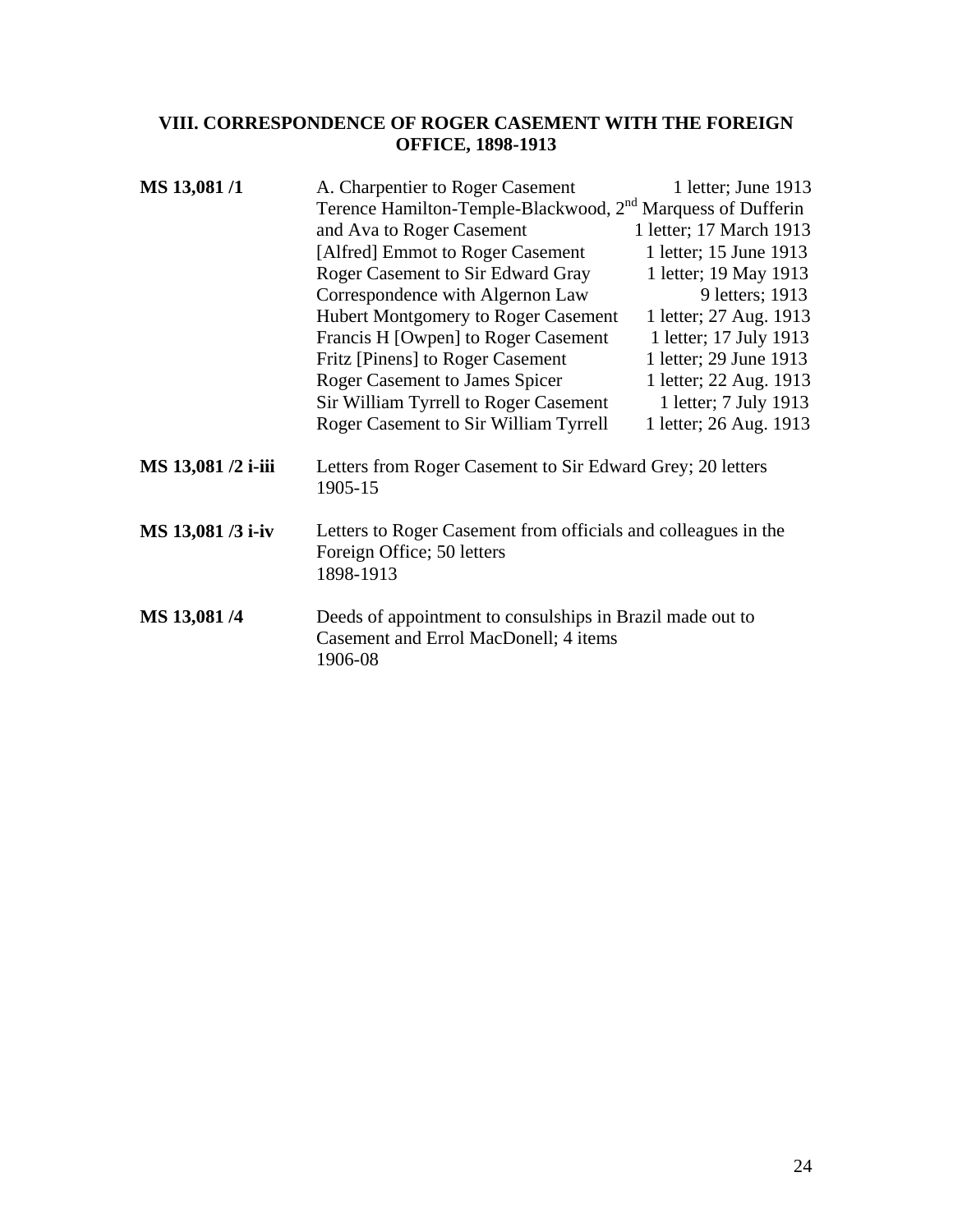### VIII. CORRESPONDENCE OF ROGER CASEMENT WITH THE FOREIGN OFFICE, 1898-1913

**MS 13,081 /1**

| | |
|---|---|
| A. Charpentier to Roger Casement | 1 letter; June 1913 |
| Terence Hamilton-Temple-Blackwood, 2nd Marquess of Dufferin and Ava to Roger Casement | 1 letter; 17 March 1913 |
| [Alfred] Emmot to Roger Casement | 1 letter; 15 June 1913 |
| Roger Casement to Sir Edward Gray | 1 letter; 19 May 1913 |
| Correspondence with Algernon Law | 9 letters; 1913 |
| Hubert Montgomery to Roger Casement | 1 letter; 27 Aug. 1913 |
| Francis H [Owpen] to Roger Casement | 1 letter; 17 July 1913 |
| Fritz [Pinens] to Roger Casement | 1 letter; 29 June 1913 |
| Roger Casement to James Spicer | 1 letter; 22 Aug. 1913 |
| Sir William Tyrrell to Roger Casement | 1 letter; 7 July 1913 |
| Roger Casement to Sir William Tyrrell | 1 letter; 26 Aug. 1913 |

**MS 13,081 /2 i-iii** Letters from Roger Casement to Sir Edward Grey; 20 letters
1905-15

**MS 13,081 /3 i-iv** Letters to Roger Casement from officials and colleagues in the Foreign Office; 50 letters
1898-1913

**MS 13,081 /4** Deeds of appointment to consulships in Brazil made out to Casement and Errol MacDonell; 4 items
1906-08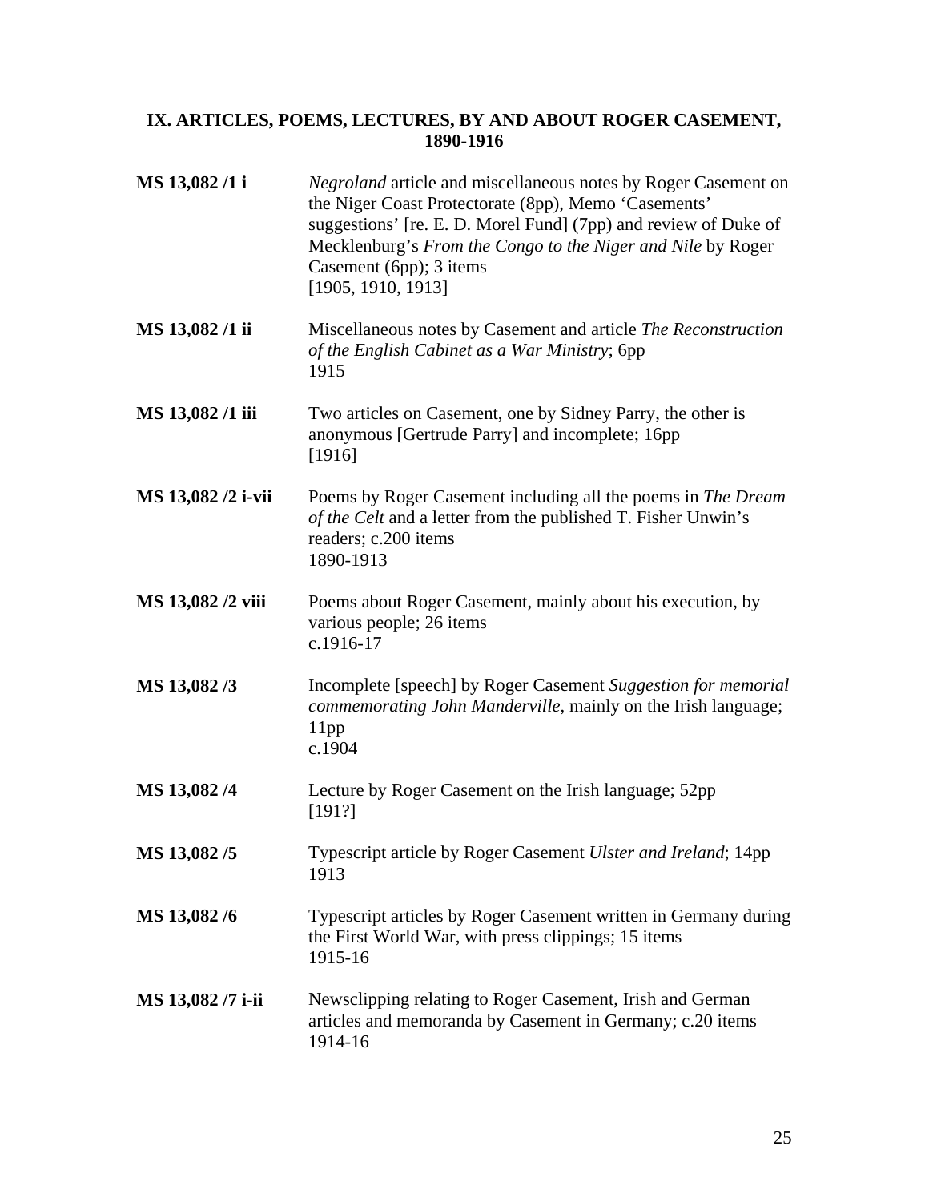## IX. ARTICLES, POEMS, LECTURES, BY AND ABOUT ROGER CASEMENT, 1890-1916

| | |
|---|---|
| **MS 13,082 /1 i** | *Negroland* article and miscellaneous notes by Roger Casement on the Niger Coast Protectorate (8pp), Memo 'Casements' suggestions' [re. E. D. Morel Fund] (7pp) and review of Duke of Mecklenburg's *From the Congo to the Niger and Nile* by Roger Casement (6pp); 3 items<br>[1905, 1910, 1913] |
| **MS 13,082 /1 ii** | Miscellaneous notes by Casement and article *The Reconstruction of the English Cabinet as a War Ministry*; 6pp<br>1915 |
| **MS 13,082 /1 iii** | Two articles on Casement, one by Sidney Parry, the other is anonymous [Gertrude Parry] and incomplete; 16pp<br>[1916] |
| **MS 13,082 /2 i-vii** | Poems by Roger Casement including all the poems in *The Dream of the Celt* and a letter from the published T. Fisher Unwin's readers; c.200 items<br>1890-1913 |
| **MS 13,082 /2 viii** | Poems about Roger Casement, mainly about his execution, by various people; 26 items<br>c.1916-17 |
| **MS 13,082 /3** | Incomplete [speech] by Roger Casement *Suggestion for memorial commemorating John Manderville*, mainly on the Irish language; 11pp<br>c.1904 |
| **MS 13,082 /4** | Lecture by Roger Casement on the Irish language; 52pp<br>[191?] |
| **MS 13,082 /5** | Typescript article by Roger Casement *Ulster and Ireland*; 14pp<br>1913 |
| **MS 13,082 /6** | Typescript articles by Roger Casement written in Germany during the First World War, with press clippings; 15 items<br>1915-16 |
| **MS 13,082 /7 i-ii** | Newsclipping relating to Roger Casement, Irish and German articles and memoranda by Casement in Germany; c.20 items<br>1914-16 |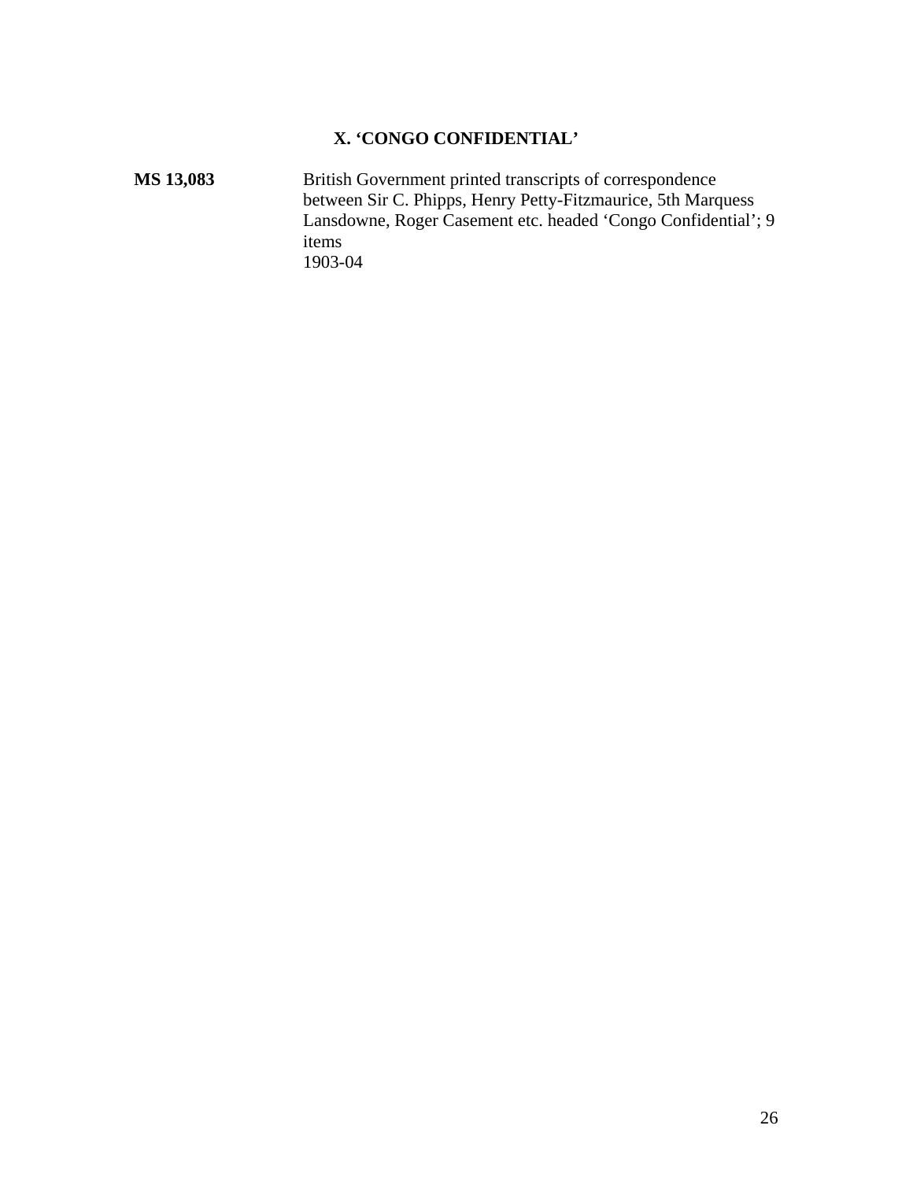## X. 'CONGO CONFIDENTIAL'

**MS 13,083** British Government printed transcripts of correspondence between Sir C. Phipps, Henry Petty-Fitzmaurice, 5th Marquess Lansdowne, Roger Casement etc. headed 'Congo Confidential'; 9 items
1903-04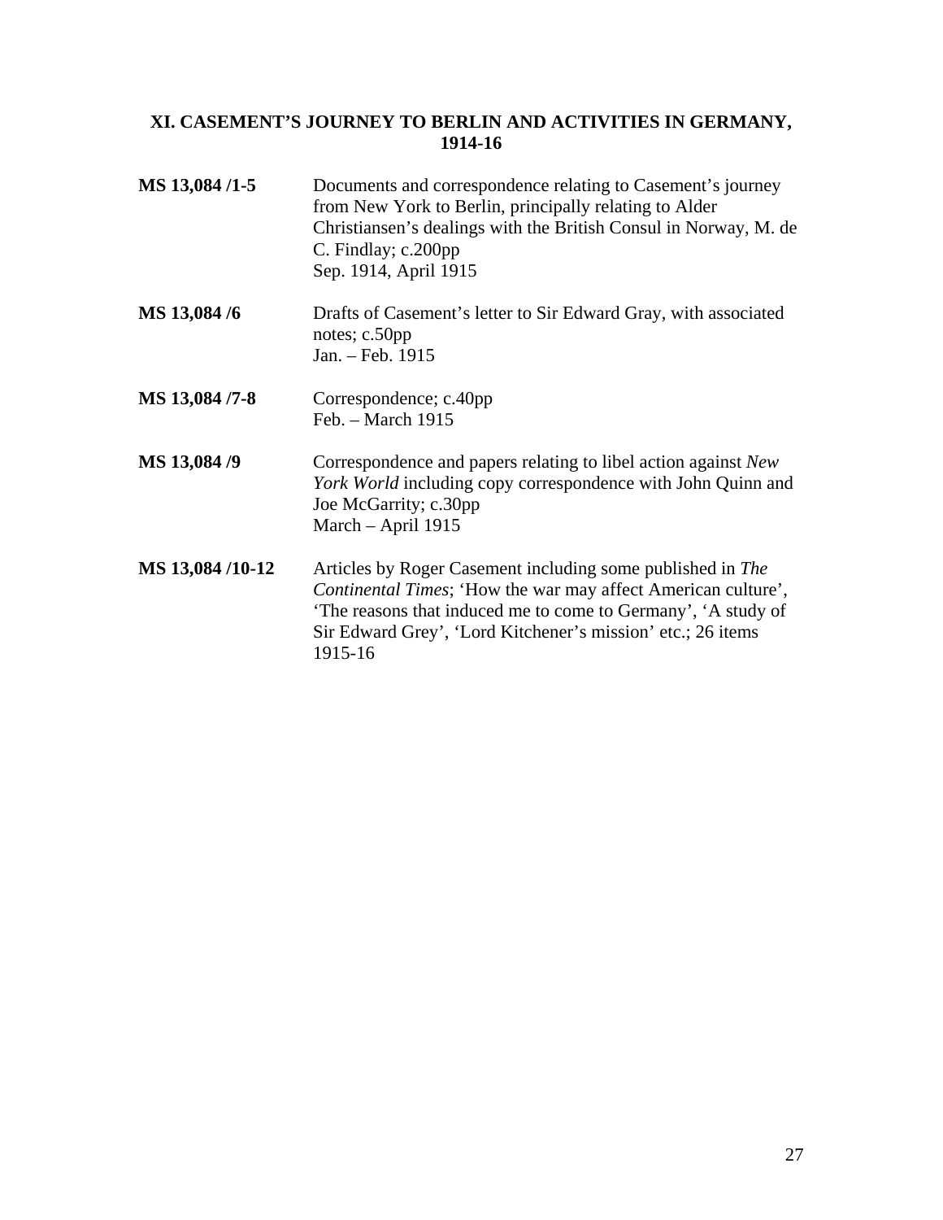## XI. CASEMENT'S JOURNEY TO BERLIN AND ACTIVITIES IN GERMANY, 1914-16

**MS 13,084 /1-5** Documents and correspondence relating to Casement's journey from New York to Berlin, principally relating to Alder Christiansen's dealings with the British Consul in Norway, M. de C. Findlay; c.200pp
Sep. 1914, April 1915

**MS 13,084 /6** Drafts of Casement's letter to Sir Edward Gray, with associated notes; c.50pp
Jan. – Feb. 1915

**MS 13,084 /7-8** Correspondence; c.40pp
Feb. – March 1915

**MS 13,084 /9** Correspondence and papers relating to libel action against *New York World* including copy correspondence with John Quinn and Joe McGarrity; c.30pp
March – April 1915

**MS 13,084 /10-12** Articles by Roger Casement including some published in *The Continental Times*; 'How the war may affect American culture', 'The reasons that induced me to come to Germany', 'A study of Sir Edward Grey', 'Lord Kitchener's mission' etc.; 26 items
1915-16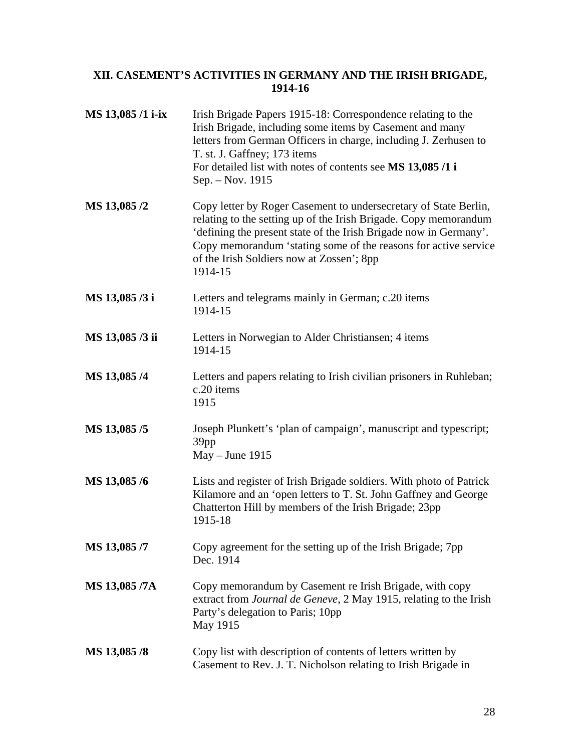## XII. CASEMENT'S ACTIVITIES IN GERMANY AND THE IRISH BRIGADE, 1914-16

| | |
|---|---|
| **MS 13,085 /1 i-ix** | Irish Brigade Papers 1915-18: Correspondence relating to the Irish Brigade, including some items by Casement and many letters from German Officers in charge, including J. Zerhusen to T. st. J. Gaffney; 173 items<br>For detailed list with notes of contents see **MS 13,085 /1 i**<br>Sep. – Nov. 1915 |
| **MS 13,085 /2** | Copy letter by Roger Casement to undersecretary of State Berlin, relating to the setting up of the Irish Brigade. Copy memorandum 'defining the present state of the Irish Brigade now in Germany'. Copy memorandum 'stating some of the reasons for active service of the Irish Soldiers now at Zossen'; 8pp<br>1914-15 |
| **MS 13,085 /3 i** | Letters and telegrams mainly in German; c.20 items<br>1914-15 |
| **MS 13,085 /3 ii** | Letters in Norwegian to Alder Christiansen; 4 items<br>1914-15 |
| **MS 13,085 /4** | Letters and papers relating to Irish civilian prisoners in Ruhleban; c.20 items<br>1915 |
| **MS 13,085 /5** | Joseph Plunkett's 'plan of campaign', manuscript and typescript; 39pp<br>May – June 1915 |
| **MS 13,085 /6** | Lists and register of Irish Brigade soldiers. With photo of Patrick Kilamore and an 'open letters to T. St. John Gaffney and George Chatterton Hill by members of the Irish Brigade; 23pp<br>1915-18 |
| **MS 13,085 /7** | Copy agreement for the setting up of the Irish Brigade; 7pp<br>Dec. 1914 |
| **MS 13,085 /7A** | Copy memorandum by Casement re Irish Brigade, with copy extract from *Journal de Geneve*, 2 May 1915, relating to the Irish Party's delegation to Paris; 10pp<br>May 1915 |
| **MS 13,085 /8** | Copy list with description of contents of letters written by Casement to Rev. J. T. Nicholson relating to Irish Brigade in |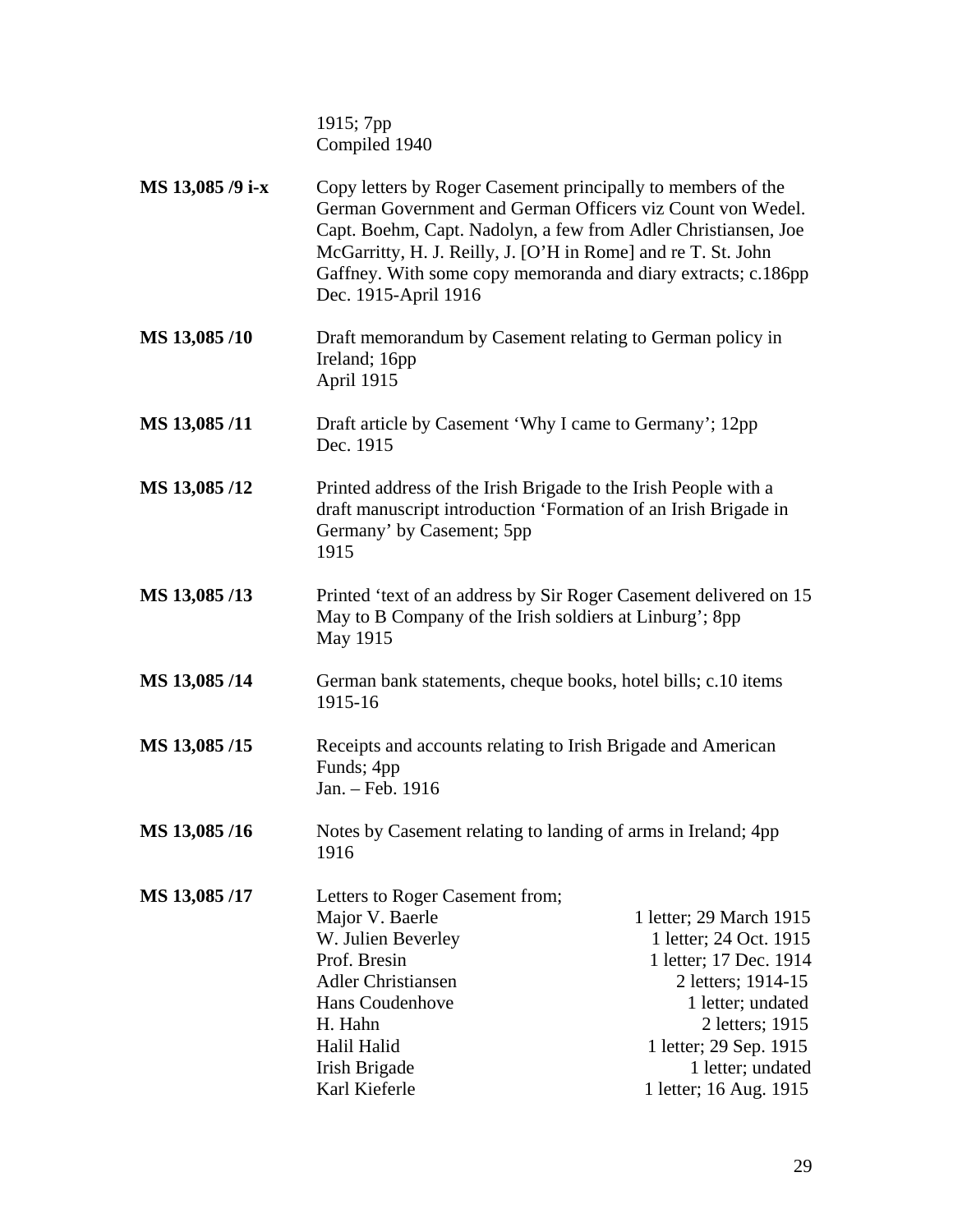1915; 7pp
Compiled 1940

**MS 13,085 /9 i-x** Copy letters by Roger Casement principally to members of the German Government and German Officers viz Count von Wedel. Capt. Boehm, Capt. Nadolyn, a few from Adler Christiansen, Joe McGarritty, H. J. Reilly, J. [O'H in Rome] and re T. St. John Gaffney. With some copy memoranda and diary extracts; c.186pp
Dec. 1915-April 1916

**MS 13,085 /10** Draft memorandum by Casement relating to German policy in Ireland; 16pp
April 1915

**MS 13,085 /11** Draft article by Casement 'Why I came to Germany'; 12pp
Dec. 1915

**MS 13,085 /12** Printed address of the Irish Brigade to the Irish People with a draft manuscript introduction 'Formation of an Irish Brigade in Germany' by Casement; 5pp
1915

**MS 13,085 /13** Printed 'text of an address by Sir Roger Casement delivered on 15 May to B Company of the Irish soldiers at Linburg'; 8pp
May 1915

**MS 13,085 /14** German bank statements, cheque books, hotel bills; c.10 items
1915-16

**MS 13,085 /15** Receipts and accounts relating to Irish Brigade and American Funds; 4pp
Jan. – Feb. 1916

**MS 13,085 /16** Notes by Casement relating to landing of arms in Ireland; 4pp
1916

**MS 13,085 /17** Letters to Roger Casement from;

| | |
|---|---|
| Major V. Baerle | 1 letter; 29 March 1915 |
| W. Julien Beverley | 1 letter; 24 Oct. 1915 |
| Prof. Bresin | 1 letter; 17 Dec. 1914 |
| Adler Christiansen | 2 letters; 1914-15 |
| Hans Coudenhove | 1 letter; undated |
| H. Hahn | 2 letters; 1915 |
| Halil Halid | 1 letter; 29 Sep. 1915 |
| Irish Brigade | 1 letter; undated |
| Karl Kieferle | 1 letter; 16 Aug. 1915 |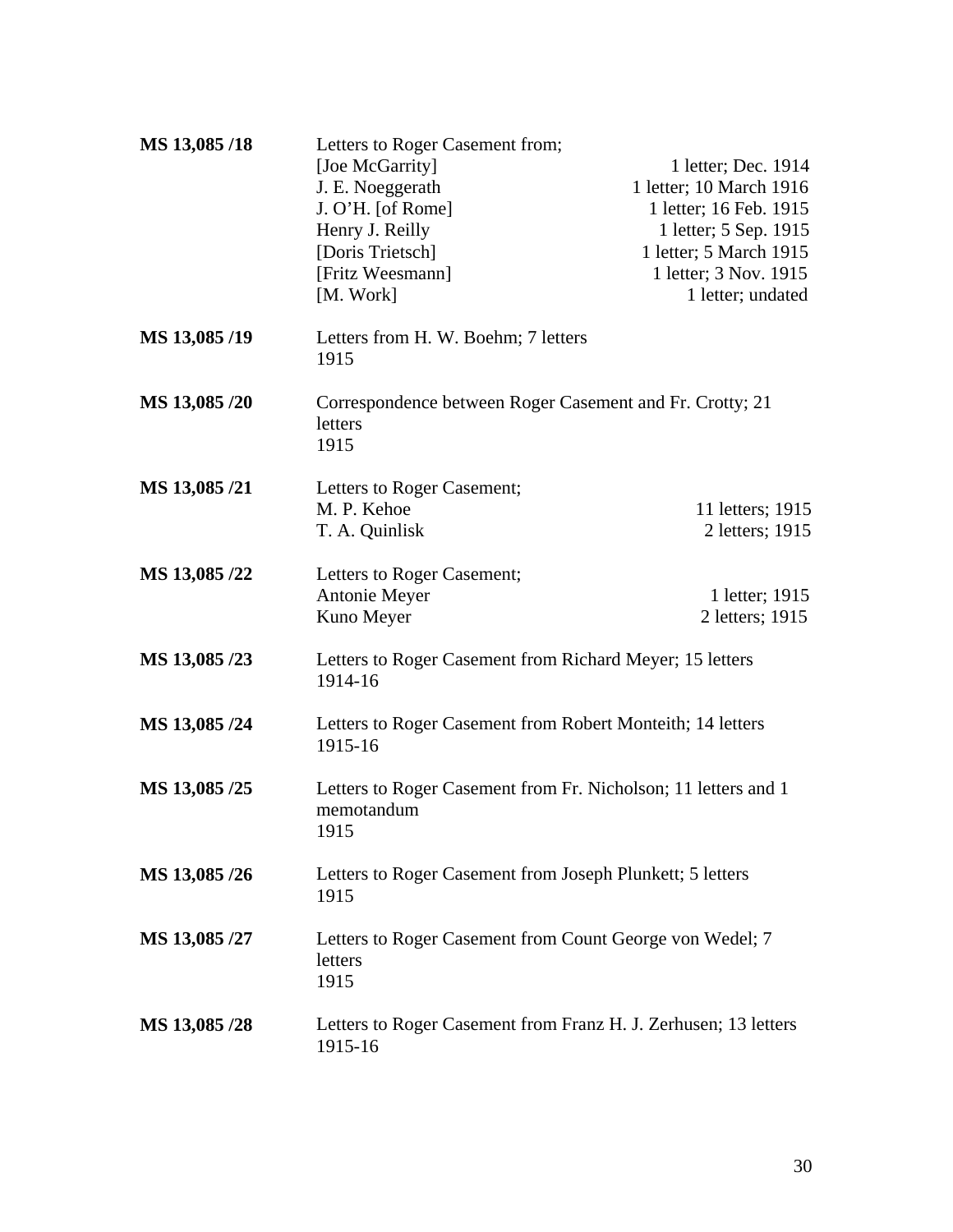**MS 13,085 /18** Letters to Roger Casement from;

| | |
|---|---|
| [Joe McGarrity] | 1 letter; Dec. 1914 |
| J. E. Noeggerath | 1 letter; 10 March 1916 |
| J. O'H. [of Rome] | 1 letter; 16 Feb. 1915 |
| Henry J. Reilly | 1 letter; 5 Sep. 1915 |
| [Doris Trietsch] | 1 letter; 5 March 1915 |
| [Fritz Weesmann] | 1 letter; 3 Nov. 1915 |
| [M. Work] | 1 letter; undated |

**MS 13,085 /19** Letters from H. W. Boehm; 7 letters
1915

**MS 13,085 /20** Correspondence between Roger Casement and Fr. Crotty; 21 letters
1915

**MS 13,085 /21** Letters to Roger Casement;

| | |
|---|---|
| M. P. Kehoe | 11 letters; 1915 |
| T. A. Quinlisk | 2 letters; 1915 |

**MS 13,085 /22** Letters to Roger Casement;

| | |
|---|---|
| Antonie Meyer | 1 letter; 1915 |
| Kuno Meyer | 2 letters; 1915 |

**MS 13,085 /23** Letters to Roger Casement from Richard Meyer; 15 letters
1914-16

**MS 13,085 /24** Letters to Roger Casement from Robert Monteith; 14 letters
1915-16

**MS 13,085 /25** Letters to Roger Casement from Fr. Nicholson; 11 letters and 1 memotandum
1915

**MS 13,085 /26** Letters to Roger Casement from Joseph Plunkett; 5 letters
1915

**MS 13,085 /27** Letters to Roger Casement from Count George von Wedel; 7 letters
1915

**MS 13,085 /28** Letters to Roger Casement from Franz H. J. Zerhusen; 13 letters
1915-16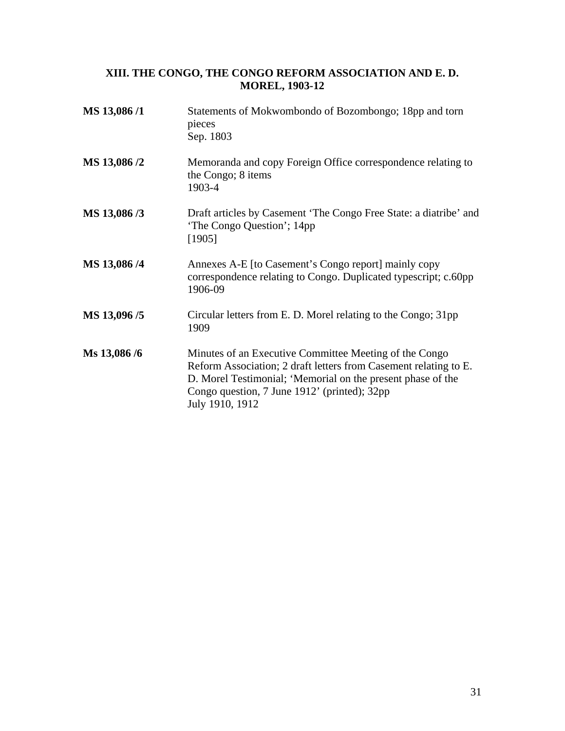## XIII. THE CONGO, THE CONGO REFORM ASSOCIATION AND E. D. MOREL, 1903-12

**MS 13,086 /1**
Statements of Mokwombondo of Bozombongo; 18pp and torn pieces
Sep. 1803

**MS 13,086 /2**
Memoranda and copy Foreign Office correspondence relating to the Congo; 8 items
1903-4

**MS 13,086 /3**
Draft articles by Casement 'The Congo Free State: a diatribe' and 'The Congo Question'; 14pp
[1905]

**MS 13,086 /4**
Annexes A-E [to Casement's Congo report] mainly copy correspondence relating to Congo. Duplicated typescript; c.60pp
1906-09

**MS 13,096 /5**
Circular letters from E. D. Morel relating to the Congo; 31pp
1909

**Ms 13,086 /6**
Minutes of an Executive Committee Meeting of the Congo Reform Association; 2 draft letters from Casement relating to E. D. Morel Testimonial; 'Memorial on the present phase of the Congo question, 7 June 1912' (printed); 32pp
July 1910, 1912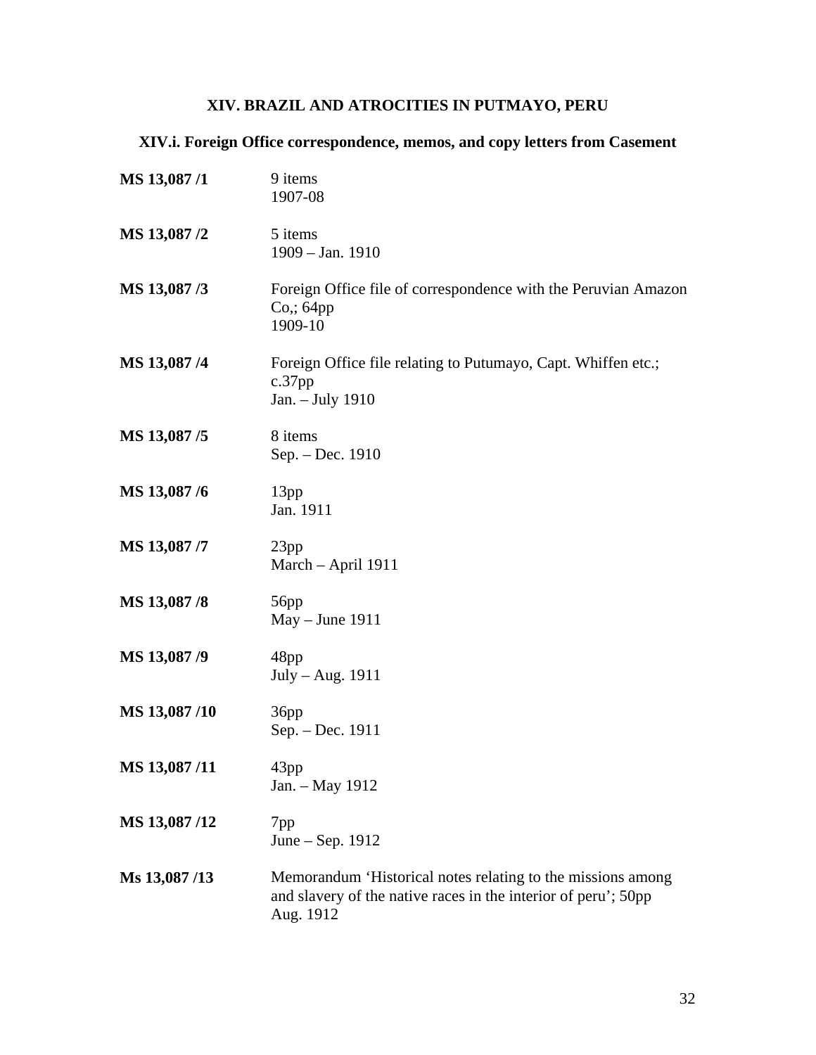## XIV. BRAZIL AND ATROCITIES IN PUTMAYO, PERU

### XIV.i. Foreign Office correspondence, memos, and copy letters from Casement

| | |
|---|---|
| **MS 13,087 /1** | 9 items<br>1907-08 |
| **MS 13,087 /2** | 5 items<br>1909 – Jan. 1910 |
| **MS 13,087 /3** | Foreign Office file of correspondence with the Peruvian Amazon Co,; 64pp<br>1909-10 |
| **MS 13,087 /4** | Foreign Office file relating to Putumayo, Capt. Whiffen etc.; c.37pp<br>Jan. – July 1910 |
| **MS 13,087 /5** | 8 items<br>Sep. – Dec. 1910 |
| **MS 13,087 /6** | 13pp<br>Jan. 1911 |
| **MS 13,087 /7** | 23pp<br>March – April 1911 |
| **MS 13,087 /8** | 56pp<br>May – June 1911 |
| **MS 13,087 /9** | 48pp<br>July – Aug. 1911 |
| **MS 13,087 /10** | 36pp<br>Sep. – Dec. 1911 |
| **MS 13,087 /11** | 43pp<br>Jan. – May 1912 |
| **MS 13,087 /12** | 7pp<br>June – Sep. 1912 |
| **Ms 13,087 /13** | Memorandum 'Historical notes relating to the missions among and slavery of the native races in the interior of peru'; 50pp<br>Aug. 1912 |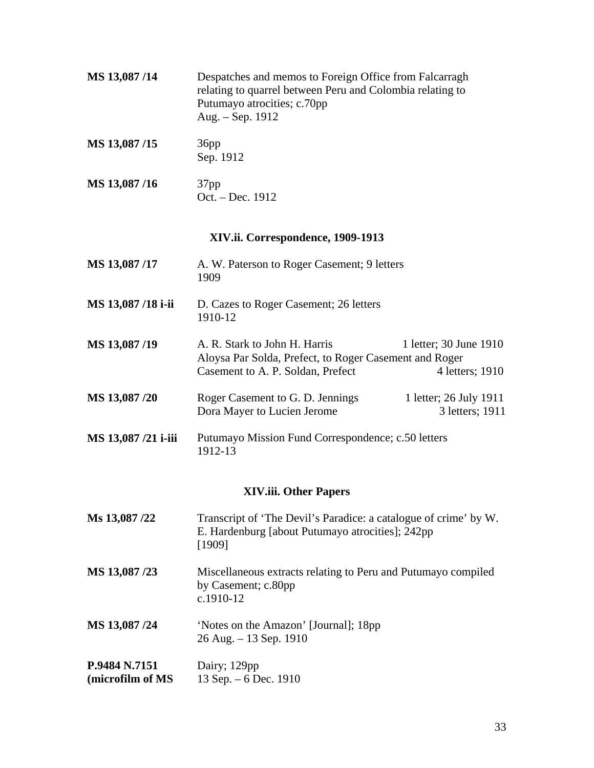**MS 13,087 /14** Despatches and memos to Foreign Office from Falcarragh relating to quarrel between Peru and Colombia relating to Putumayo atrocities; c.70pp
Aug. – Sep. 1912

**MS 13,087 /15** 36pp
Sep. 1912

**MS 13,087 /16** 37pp
Oct. – Dec. 1912

### XIV.ii. Correspondence, 1909-1913

**MS 13,087 /17** A. W. Paterson to Roger Casement; 9 letters
1909

**MS 13,087 /18 i-ii** D. Cazes to Roger Casement; 26 letters
1910-12

**MS 13,087 /19** A. R. Stark to John H. Harris 1 letter; 30 June 1910
Aloysa Par Solda, Prefect, to Roger Casement and Roger Casement to A. P. Soldan, Prefect 4 letters; 1910

**MS 13,087 /20** Roger Casement to G. D. Jennings 1 letter; 26 July 1911
Dora Mayer to Lucien Jerome 3 letters; 1911

**MS 13,087 /21 i-iii** Putumayo Mission Fund Correspondence; c.50 letters
1912-13

### XIV.iii. Other Papers

**Ms 13,087 /22** Transcript of 'The Devil's Paradice: a catalogue of crime' by W. E. Hardenburg [about Putumayo atrocities]; 242pp
[1909]

**MS 13,087 /23** Miscellaneous extracts relating to Peru and Putumayo compiled by Casement; c.80pp
c.1910-12

**MS 13,087 /24** 'Notes on the Amazon' [Journal]; 18pp
26 Aug. – 13 Sep. 1910

**P.9484 N.7151 (microfilm of MS** Dairy; 129pp
13 Sep. – 6 Dec. 1910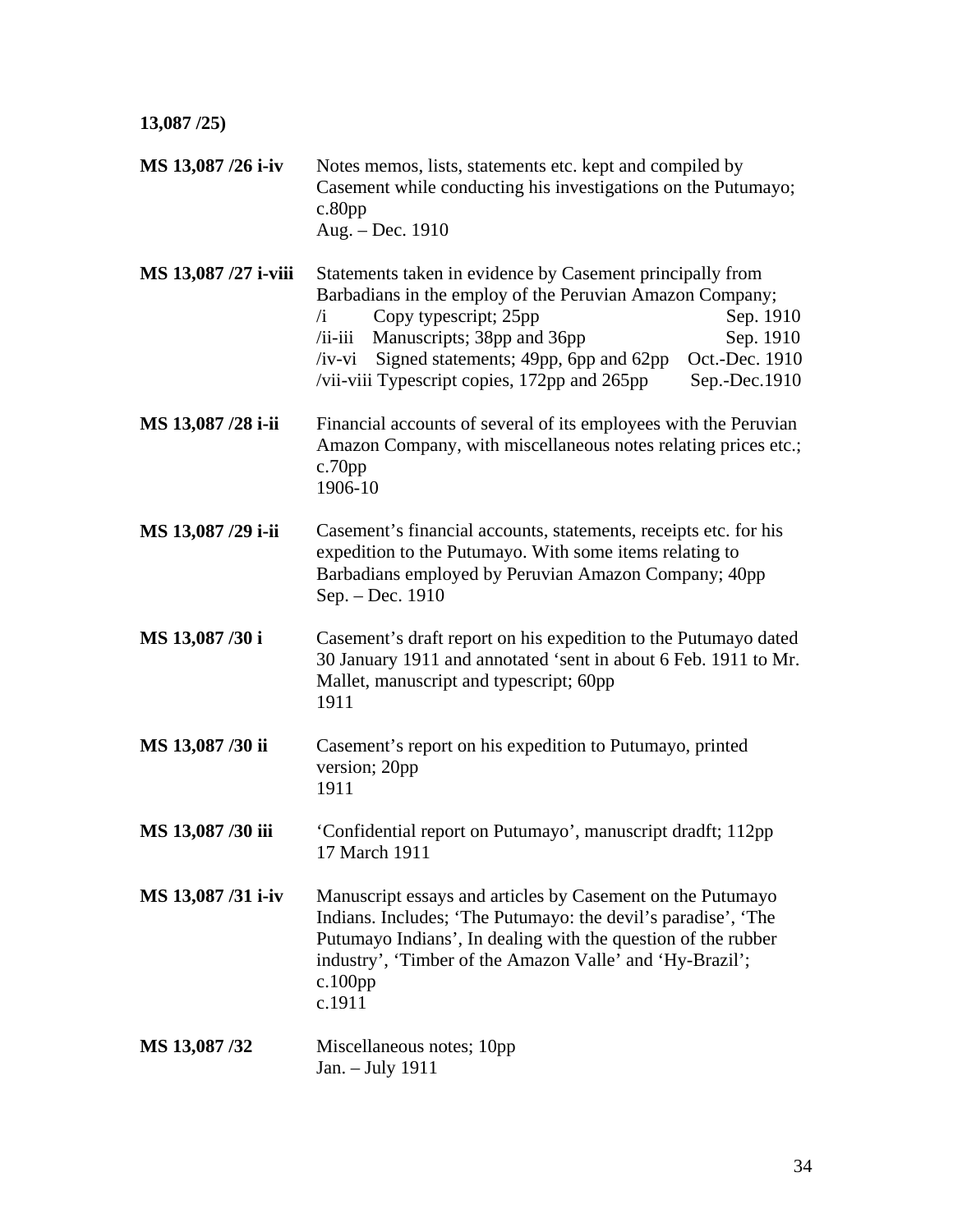**13,087 /25)**

| | |
|---|---|
| **MS 13,087 /26 i-iv** | Notes memos, lists, statements etc. kept and compiled by Casement while conducting his investigations on the Putumayo; c.80pp<br>Aug. – Dec. 1910 |
| **MS 13,087 /27 i-viii** | Statements taken in evidence by Casement principally from Barbadians in the employ of the Peruvian Amazon Company;<br>/i Copy typescript; 25pp Sep. 1910<br>/ii-iii Manuscripts; 38pp and 36pp Sep. 1910<br>/iv-vi Signed statements; 49pp, 6pp and 62pp Oct.-Dec. 1910<br>/vii-viii Typescript copies, 172pp and 265pp Sep.-Dec.1910 |
| **MS 13,087 /28 i-ii** | Financial accounts of several of its employees with the Peruvian Amazon Company, with miscellaneous notes relating prices etc.; c.70pp<br>1906-10 |
| **MS 13,087 /29 i-ii** | Casement's financial accounts, statements, receipts etc. for his expedition to the Putumayo. With some items relating to Barbadians employed by Peruvian Amazon Company; 40pp<br>Sep. – Dec. 1910 |
| **MS 13,087 /30 i** | Casement's draft report on his expedition to the Putumayo dated 30 January 1911 and annotated 'sent in about 6 Feb. 1911 to Mr. Mallet, manuscript and typescript; 60pp<br>1911 |
| **MS 13,087 /30 ii** | Casement's report on his expedition to Putumayo, printed version; 20pp<br>1911 |
| **MS 13,087 /30 iii** | 'Confidential report on Putumayo', manuscript dradft; 112pp<br>17 March 1911 |
| **MS 13,087 /31 i-iv** | Manuscript essays and articles by Casement on the Putumayo Indians. Includes; 'The Putumayo: the devil's paradise', 'The Putumayo Indians', In dealing with the question of the rubber industry', 'Timber of the Amazon Valle' and 'Hy-Brazil'; c.100pp<br>c.1911 |
| **MS 13,087 /32** | Miscellaneous notes; 10pp<br>Jan. – July 1911 |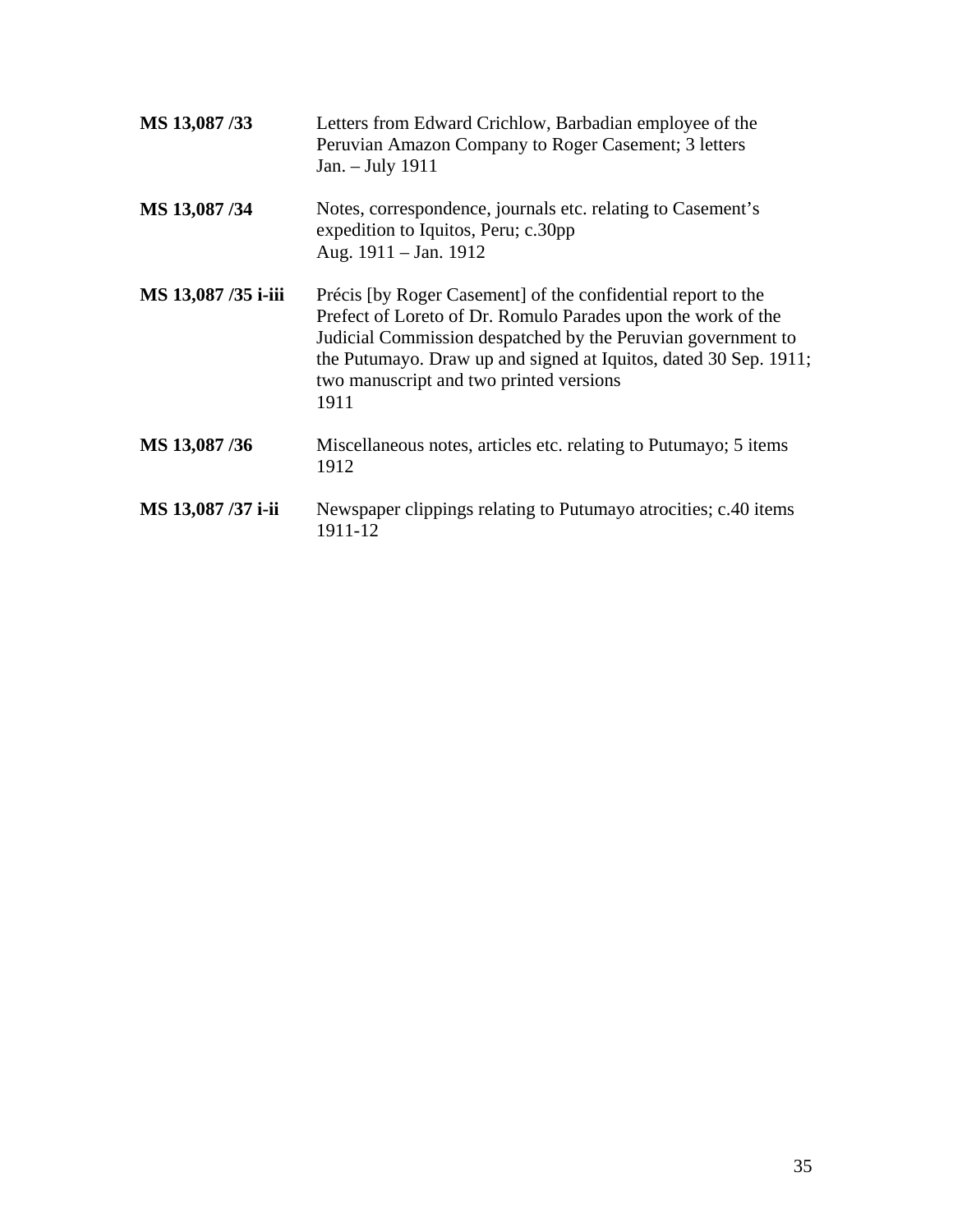**MS 13,087 /33** Letters from Edward Crichlow, Barbadian employee of the Peruvian Amazon Company to Roger Casement; 3 letters
Jan. – July 1911

**MS 13,087 /34** Notes, correspondence, journals etc. relating to Casement's expedition to Iquitos, Peru; c.30pp
Aug. 1911 – Jan. 1912

**MS 13,087 /35 i-iii** Précis [by Roger Casement] of the confidential report to the Prefect of Loreto of Dr. Romulo Parades upon the work of the Judicial Commission despatched by the Peruvian government to the Putumayo. Draw up and signed at Iquitos, dated 30 Sep. 1911; two manuscript and two printed versions
1911

**MS 13,087 /36** Miscellaneous notes, articles etc. relating to Putumayo; 5 items
1912

**MS 13,087 /37 i-ii** Newspaper clippings relating to Putumayo atrocities; c.40 items
1911-12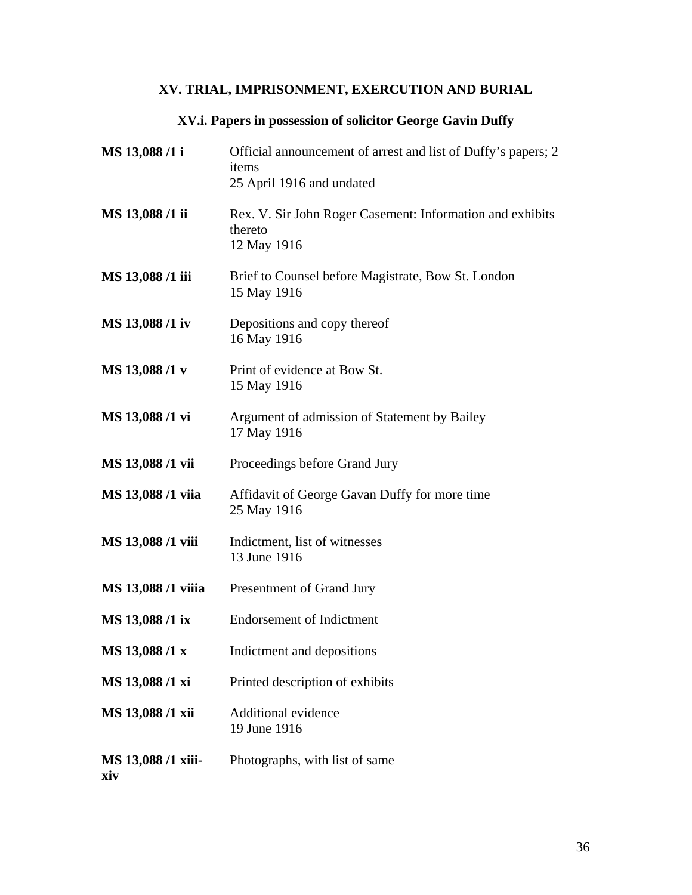## XV. TRIAL, IMPRISONMENT, EXECUTION AND BURIAL

### XV.i. Papers in possession of solicitor George Gavin Duffy

**MS 13,088 /1 i** Official announcement of arrest and list of Duffy's papers; 2 items
25 April 1916 and undated

**MS 13,088 /1 ii** Rex. V. Sir John Roger Casement: Information and exhibits thereto
12 May 1916

**MS 13,088 /1 iii** Brief to Counsel before Magistrate, Bow St. London
15 May 1916

**MS 13,088 /1 iv** Depositions and copy thereof
16 May 1916

**MS 13,088 /1 v** Print of evidence at Bow St.
15 May 1916

**MS 13,088 /1 vi** Argument of admission of Statement by Bailey
17 May 1916

**MS 13,088 /1 vii** Proceedings before Grand Jury

**MS 13,088 /1 viia** Affidavit of George Gavan Duffy for more time
25 May 1916

**MS 13,088 /1 viii** Indictment, list of witnesses
13 June 1916

**MS 13,088 /1 viiia** Presentment of Grand Jury

**MS 13,088 /1 ix** Endorsement of Indictment

**MS 13,088 /1 x** Indictment and depositions

**MS 13,088 /1 xi** Printed description of exhibits

**MS 13,088 /1 xii** Additional evidence
19 June 1916

**MS 13,088 /1 xiii-xiv** Photographs, with list of same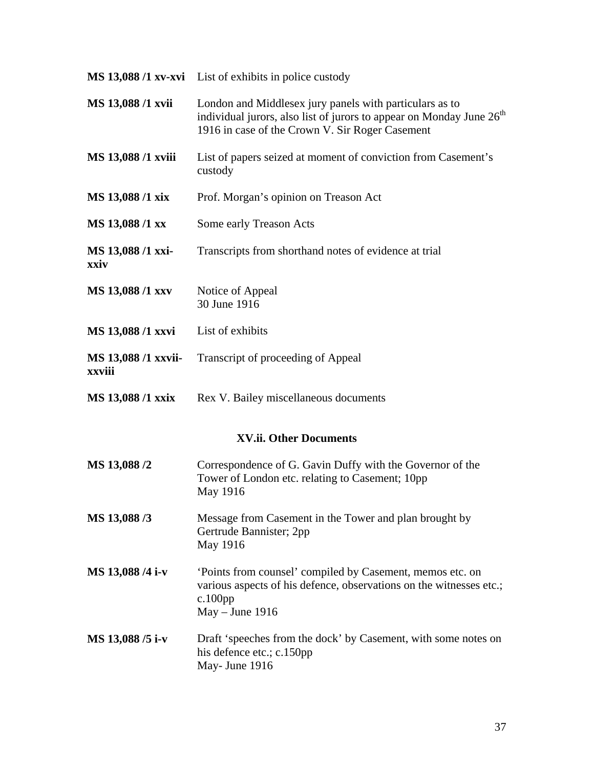| | |
|---|---|
| **MS 13,088 /1 xv-xvi** | List of exhibits in police custody |
| **MS 13,088 /1 xvii** | London and Middlesex jury panels with particulars as to individual jurors, also list of jurors to appear on Monday June 26th 1916 in case of the Crown V. Sir Roger Casement |
| **MS 13,088 /1 xviii** | List of papers seized at moment of conviction from Casement's custody |
| **MS 13,088 /1 xix** | Prof. Morgan's opinion on Treason Act |
| **MS 13,088 /1 xx** | Some early Treason Acts |
| **MS 13,088 /1 xxi-xxiv** | Transcripts from shorthand notes of evidence at trial |
| **MS 13,088 /1 xxv** | Notice of Appeal<br>30 June 1916 |
| **MS 13,088 /1 xxvi** | List of exhibits |
| **MS 13,088 /1 xxvii-xxviii** | Transcript of proceeding of Appeal |
| **MS 13,088 /1 xxix** | Rex V. Bailey miscellaneous documents |

### XV.ii. Other Documents

| | |
|---|---|
| **MS 13,088 /2** | Correspondence of G. Gavin Duffy with the Governor of the Tower of London etc. relating to Casement; 10pp<br>May 1916 |
| **MS 13,088 /3** | Message from Casement in the Tower and plan brought by Gertrude Bannister; 2pp<br>May 1916 |
| **MS 13,088 /4 i-v** | 'Points from counsel' compiled by Casement, memos etc. on various aspects of his defence, observations on the witnesses etc.; c.100pp<br>May – June 1916 |
| **MS 13,088 /5 i-v** | Draft 'speeches from the dock' by Casement, with some notes on his defence etc.; c.150pp<br>May- June 1916 |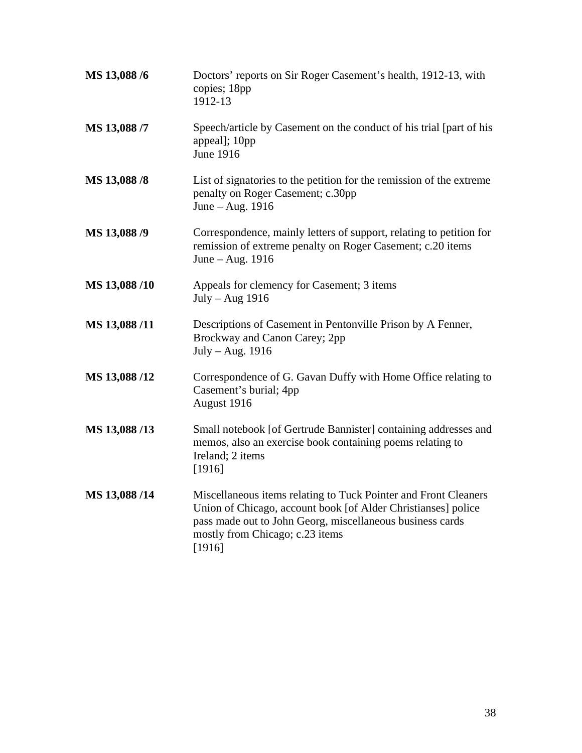**MS 13,088 /6** Doctors' reports on Sir Roger Casement's health, 1912-13, with copies; 18pp
1912-13

**MS 13,088 /7** Speech/article by Casement on the conduct of his trial [part of his appeal]; 10pp
June 1916

**MS 13,088 /8** List of signatories to the petition for the remission of the extreme penalty on Roger Casement; c.30pp
June – Aug. 1916

**MS 13,088 /9** Correspondence, mainly letters of support, relating to petition for remission of extreme penalty on Roger Casement; c.20 items
June – Aug. 1916

**MS 13,088 /10** Appeals for clemency for Casement; 3 items
July – Aug 1916

**MS 13,088 /11** Descriptions of Casement in Pentonville Prison by A Fenner, Brockway and Canon Carey; 2pp
July – Aug. 1916

**MS 13,088 /12** Correspondence of G. Gavan Duffy with Home Office relating to Casement's burial; 4pp
August 1916

**MS 13,088 /13** Small notebook [of Gertrude Bannister] containing addresses and memos, also an exercise book containing poems relating to Ireland; 2 items
[1916]

**MS 13,088 /14** Miscellaneous items relating to Tuck Pointer and Front Cleaners Union of Chicago, account book [of Alder Christianses] police pass made out to John Georg, miscellaneous business cards mostly from Chicago; c.23 items
[1916]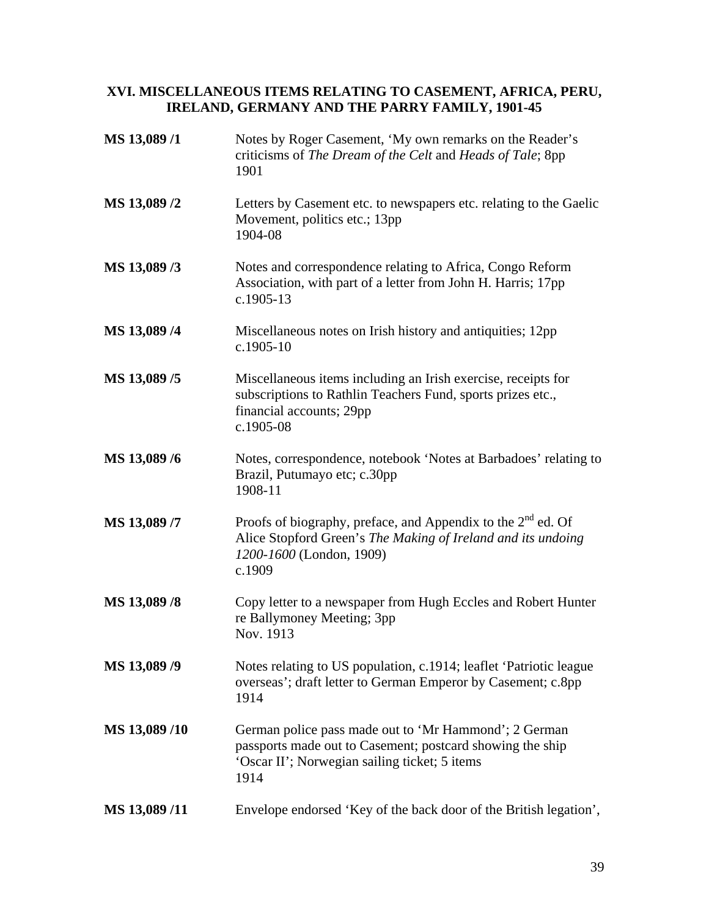## XVI. MISCELLANEOUS ITEMS RELATING TO CASEMENT, AFRICA, PERU, IRELAND, GERMANY AND THE PARRY FAMILY, 1901-45

**MS 13,089 /1** Notes by Roger Casement, 'My own remarks on the Reader's criticisms of *The Dream of the Celt* and *Heads of Tale*; 8pp
1901

**MS 13,089 /2** Letters by Casement etc. to newspapers etc. relating to the Gaelic Movement, politics etc.; 13pp
1904-08

**MS 13,089 /3** Notes and correspondence relating to Africa, Congo Reform Association, with part of a letter from John H. Harris; 17pp
c.1905-13

**MS 13,089 /4** Miscellaneous notes on Irish history and antiquities; 12pp
c.1905-10

**MS 13,089 /5** Miscellaneous items including an Irish exercise, receipts for subscriptions to Rathlin Teachers Fund, sports prizes etc., financial accounts; 29pp
c.1905-08

**MS 13,089 /6** Notes, correspondence, notebook 'Notes at Barbadoes' relating to Brazil, Putumayo etc; c.30pp
1908-11

**MS 13,089 /7** Proofs of biography, preface, and Appendix to the 2nd ed. Of Alice Stopford Green's *The Making of Ireland and its undoing 1200-1600* (London, 1909)
c.1909

**MS 13,089 /8** Copy letter to a newspaper from Hugh Eccles and Robert Hunter re Ballymoney Meeting; 3pp
Nov. 1913

**MS 13,089 /9** Notes relating to US population, c.1914; leaflet 'Patriotic league overseas'; draft letter to German Emperor by Casement; c.8pp
1914

**MS 13,089 /10** German police pass made out to 'Mr Hammond'; 2 German passports made out to Casement; postcard showing the ship 'Oscar II'; Norwegian sailing ticket; 5 items
1914

**MS 13,089 /11** Envelope endorsed 'Key of the back door of the British legation',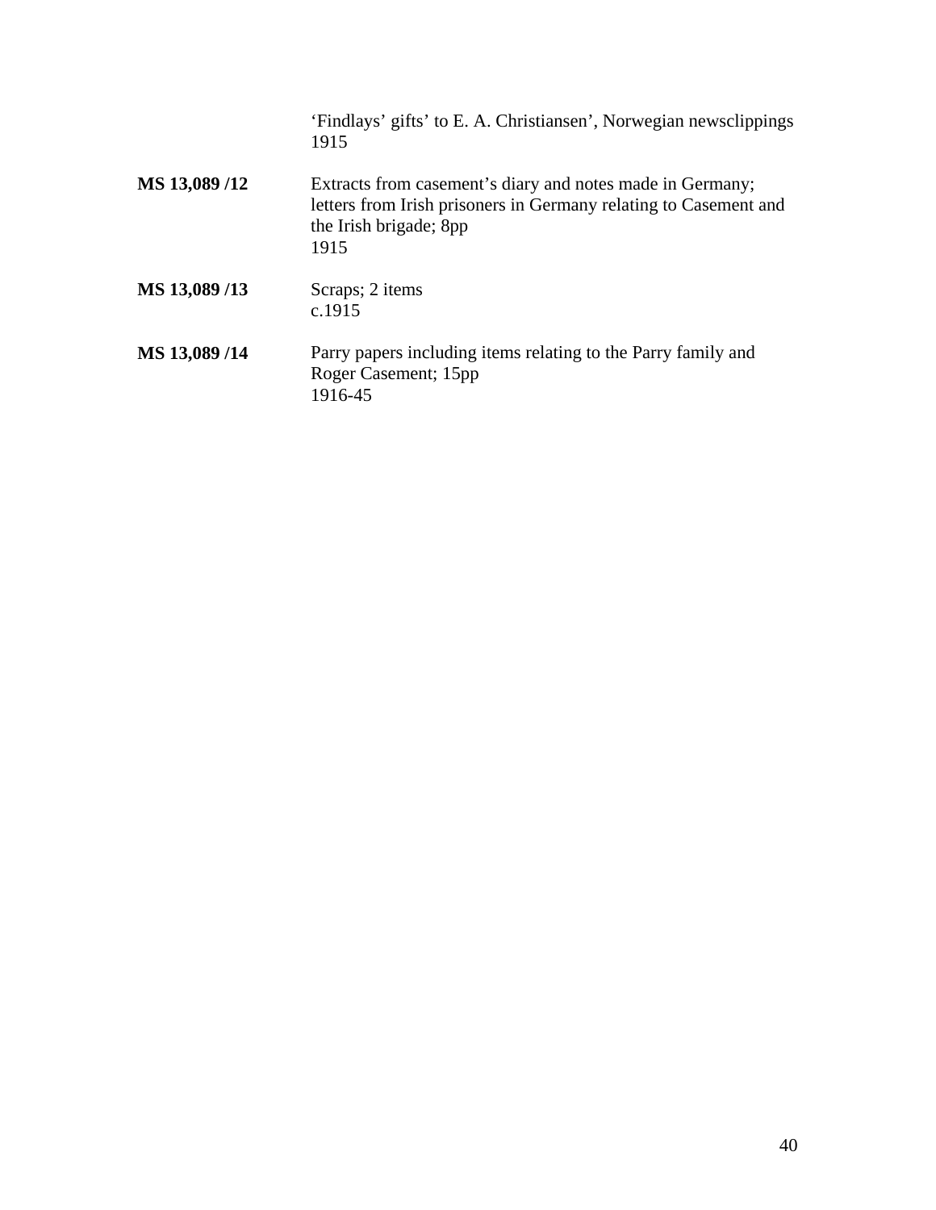'Findlays' gifts' to E. A. Christiansen', Norwegian newsclippings
1915

**MS 13,089 /12** Extracts from casement's diary and notes made in Germany; letters from Irish prisoners in Germany relating to Casement and the Irish brigade; 8pp
1915

**MS 13,089 /13** Scraps; 2 items
c.1915

**MS 13,089 /14** Parry papers including items relating to the Parry family and Roger Casement; 15pp
1916-45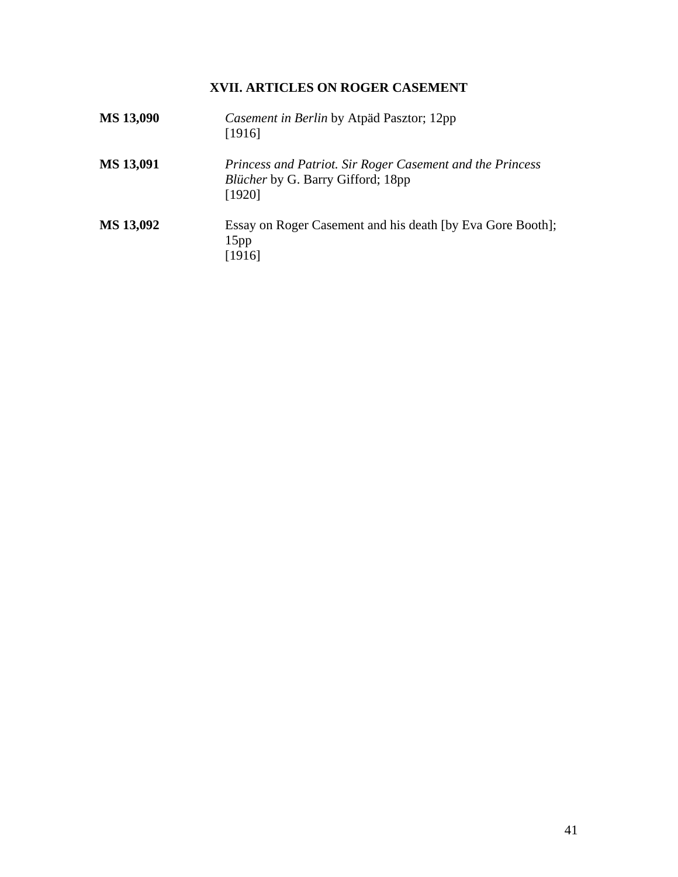## XVII. ARTICLES ON ROGER CASEMENT

| | |
|---|---|
| **MS 13,090** | *Casement in Berlin* by Atpäd Pasztor; 12pp<br>[1916] |
| **MS 13,091** | *Princess and Patriot. Sir Roger Casement and the Princess Blücher* by G. Barry Gifford; 18pp<br>[1920] |
| **MS 13,092** | Essay on Roger Casement and his death [by Eva Gore Booth]; 15pp<br>[1916] |